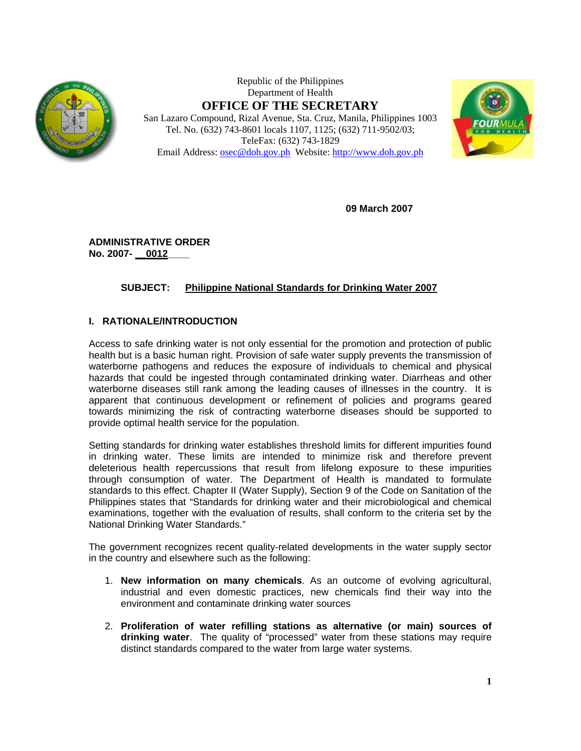Republic of the Philippines
Department of Health
**OFFICE OF THE SECRETARY**
San Lazaro Compound, Rizal Avenue, Sta. Cruz, Manila, Philippines 1003
Tel. No. (632) 743-8601 locals 1107, 1125; (632) 711-9502/03;
TeleFax: (632) 743-1829
Email Address: osec@doh.gov.ph Website: http://www.doh.gov.ph

**09 March 2007**

**ADMINISTRATIVE ORDER**
**No. 2007- 0012**

**SUBJECT: Philippine National Standards for Drinking Water 2007**

## I. RATIONALE/INTRODUCTION

Access to safe drinking water is not only essential for the promotion and protection of public health but is a basic human right. Provision of safe water supply prevents the transmission of waterborne pathogens and reduces the exposure of individuals to chemical and physical hazards that could be ingested through contaminated drinking water. Diarrheas and other waterborne diseases still rank among the leading causes of illnesses in the country. It is apparent that continuous development or refinement of policies and programs geared towards minimizing the risk of contracting waterborne diseases should be supported to provide optimal health service for the population.

Setting standards for drinking water establishes threshold limits for different impurities found in drinking water. These limits are intended to minimize risk and therefore prevent deleterious health repercussions that result from lifelong exposure to these impurities through consumption of water. The Department of Health is mandated to formulate standards to this effect. Chapter II (Water Supply), Section 9 of the Code on Sanitation of the Philippines states that "Standards for drinking water and their microbiological and chemical examinations, together with the evaluation of results, shall conform to the criteria set by the National Drinking Water Standards."

The government recognizes recent quality-related developments in the water supply sector in the country and elsewhere such as the following:

1. **New information on many chemicals**. As an outcome of evolving agricultural, industrial and even domestic practices, new chemicals find their way into the environment and contaminate drinking water sources

2. **Proliferation of water refilling stations as alternative (or main) sources of drinking water**. The quality of "processed" water from these stations may require distinct standards compared to the water from large water systems.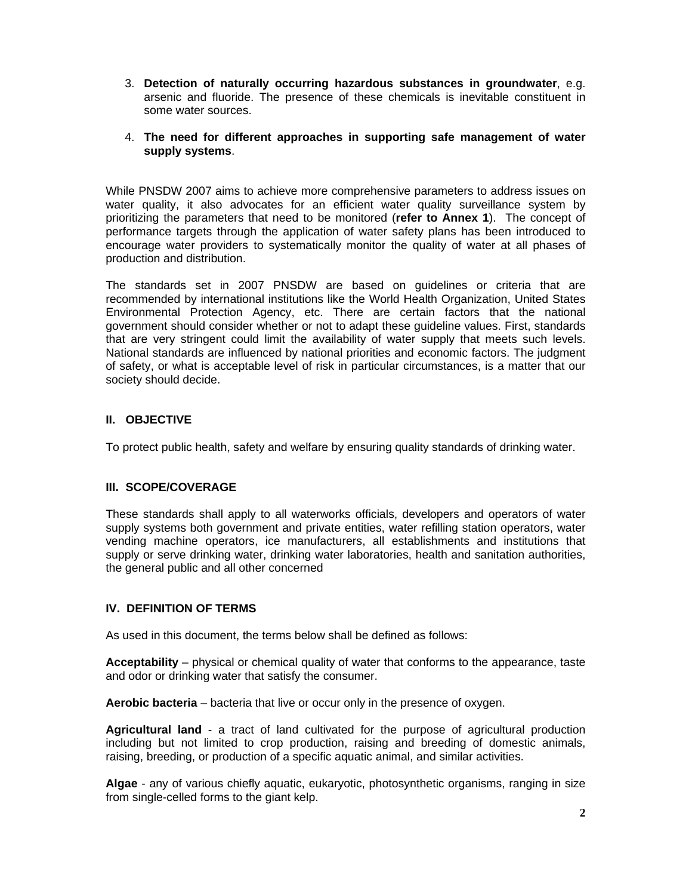3. **Detection of naturally occurring hazardous substances in groundwater**, e.g. arsenic and fluoride. The presence of these chemicals is inevitable constituent in some water sources.

4. **The need for different approaches in supporting safe management of water supply systems**.

While PNSDW 2007 aims to achieve more comprehensive parameters to address issues on water quality, it also advocates for an efficient water quality surveillance system by prioritizing the parameters that need to be monitored (**refer to Annex 1**). The concept of performance targets through the application of water safety plans has been introduced to encourage water providers to systematically monitor the quality of water at all phases of production and distribution.

The standards set in 2007 PNSDW are based on guidelines or criteria that are recommended by international institutions like the World Health Organization, United States Environmental Protection Agency, etc. There are certain factors that the national government should consider whether or not to adapt these guideline values. First, standards that are very stringent could limit the availability of water supply that meets such levels. National standards are influenced by national priorities and economic factors. The judgment of safety, or what is acceptable level of risk in particular circumstances, is a matter that our society should decide.

## II. OBJECTIVE

To protect public health, safety and welfare by ensuring quality standards of drinking water.

## III. SCOPE/COVERAGE

These standards shall apply to all waterworks officials, developers and operators of water supply systems both government and private entities, water refilling station operators, water vending machine operators, ice manufacturers, all establishments and institutions that supply or serve drinking water, drinking water laboratories, health and sanitation authorities, the general public and all other concerned

## IV. DEFINITION OF TERMS

As used in this document, the terms below shall be defined as follows:

**Acceptability** – physical or chemical quality of water that conforms to the appearance, taste and odor or drinking water that satisfy the consumer.

**Aerobic bacteria** – bacteria that live or occur only in the presence of oxygen.

**Agricultural land** - a tract of land cultivated for the purpose of agricultural production including but not limited to crop production, raising and breeding of domestic animals, raising, breeding, or production of a specific aquatic animal, and similar activities.

**Algae** - any of various chiefly aquatic, eukaryotic, photosynthetic organisms, ranging in size from single-celled forms to the giant kelp.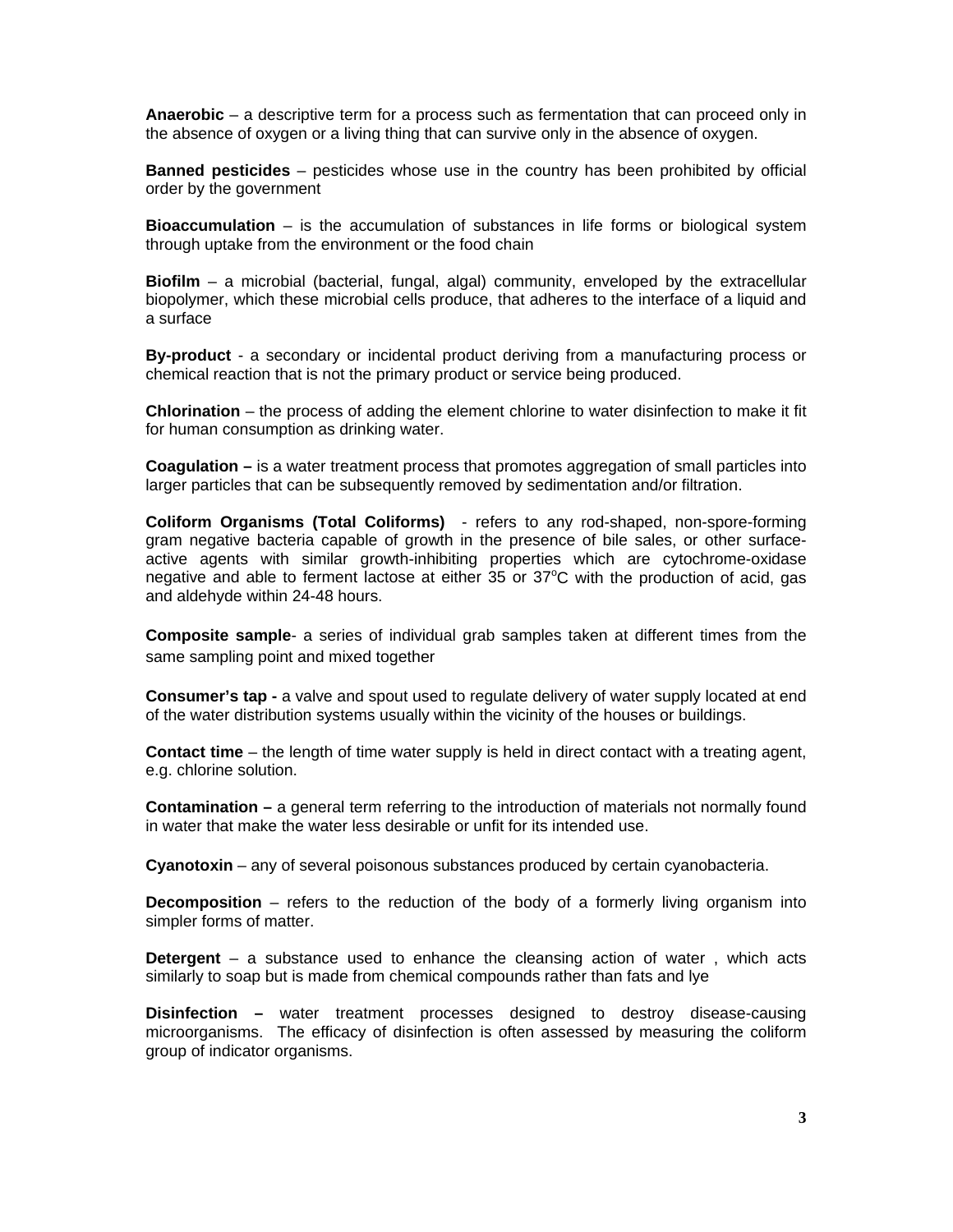**Anaerobic** – a descriptive term for a process such as fermentation that can proceed only in the absence of oxygen or a living thing that can survive only in the absence of oxygen.

**Banned pesticides** – pesticides whose use in the country has been prohibited by official order by the government

**Bioaccumulation** – is the accumulation of substances in life forms or biological system through uptake from the environment or the food chain

**Biofilm** – a microbial (bacterial, fungal, algal) community, enveloped by the extracellular biopolymer, which these microbial cells produce, that adheres to the interface of a liquid and a surface

**By-product** - a secondary or incidental product deriving from a manufacturing process or chemical reaction that is not the primary product or service being produced.

**Chlorination** – the process of adding the element chlorine to water disinfection to make it fit for human consumption as drinking water.

**Coagulation –** is a water treatment process that promotes aggregation of small particles into larger particles that can be subsequently removed by sedimentation and/or filtration.

**Coliform Organisms (Total Coliforms)** - refers to any rod-shaped, non-spore-forming gram negative bacteria capable of growth in the presence of bile sales, or other surface-active agents with similar growth-inhibiting properties which are cytochrome-oxidase negative and able to ferment lactose at either 35 or 37$^{o}$C with the production of acid, gas and aldehyde within 24-48 hours.

**Composite sample**- a series of individual grab samples taken at different times from the same sampling point and mixed together

**Consumer's tap -** a valve and spout used to regulate delivery of water supply located at end of the water distribution systems usually within the vicinity of the houses or buildings.

**Contact time** – the length of time water supply is held in direct contact with a treating agent, e.g. chlorine solution.

**Contamination –** a general term referring to the introduction of materials not normally found in water that make the water less desirable or unfit for its intended use.

**Cyanotoxin** – any of several poisonous substances produced by certain cyanobacteria.

**Decomposition** – refers to the reduction of the body of a formerly living organism into simpler forms of matter.

**Detergent** – a substance used to enhance the cleansing action of water , which acts similarly to soap but is made from chemical compounds rather than fats and lye

**Disinfection –** water treatment processes designed to destroy disease-causing microorganisms. The efficacy of disinfection is often assessed by measuring the coliform group of indicator organisms.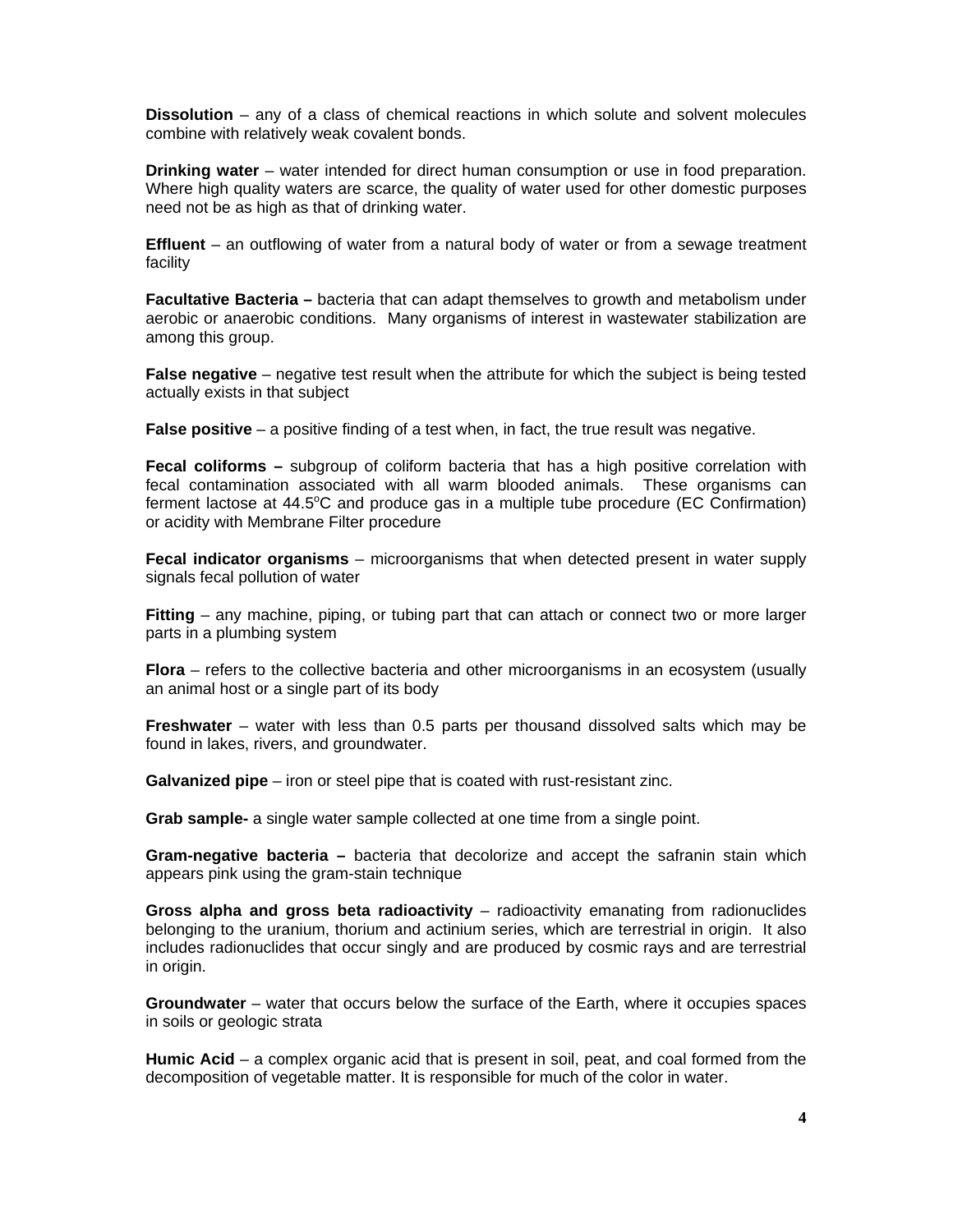**Dissolution** – any of a class of chemical reactions in which solute and solvent molecules combine with relatively weak covalent bonds.

**Drinking water** – water intended for direct human consumption or use in food preparation. Where high quality waters are scarce, the quality of water used for other domestic purposes need not be as high as that of drinking water.

**Effluent** – an outflowing of water from a natural body of water or from a sewage treatment facility

**Facultative Bacteria –** bacteria that can adapt themselves to growth and metabolism under aerobic or anaerobic conditions. Many organisms of interest in wastewater stabilization are among this group.

**False negative** – negative test result when the attribute for which the subject is being tested actually exists in that subject

**False positive** – a positive finding of a test when, in fact, the true result was negative.

**Fecal coliforms –** subgroup of coliform bacteria that has a high positive correlation with fecal contamination associated with all warm blooded animals. These organisms can ferment lactose at 44.5$^{o}$C and produce gas in a multiple tube procedure (EC Confirmation) or acidity with Membrane Filter procedure

**Fecal indicator organisms** – microorganisms that when detected present in water supply signals fecal pollution of water

**Fitting** – any machine, piping, or tubing part that can attach or connect two or more larger parts in a plumbing system

**Flora** – refers to the collective bacteria and other microorganisms in an ecosystem (usually an animal host or a single part of its body

**Freshwater** – water with less than 0.5 parts per thousand dissolved salts which may be found in lakes, rivers, and groundwater.

**Galvanized pipe** – iron or steel pipe that is coated with rust-resistant zinc.

**Grab sample-** a single water sample collected at one time from a single point.

**Gram-negative bacteria –** bacteria that decolorize and accept the safranin stain which appears pink using the gram-stain technique

**Gross alpha and gross beta radioactivity** – radioactivity emanating from radionuclides belonging to the uranium, thorium and actinium series, which are terrestrial in origin. It also includes radionuclides that occur singly and are produced by cosmic rays and are terrestrial in origin.

**Groundwater** – water that occurs below the surface of the Earth, where it occupies spaces in soils or geologic strata

**Humic Acid** – a complex organic acid that is present in soil, peat, and coal formed from the decomposition of vegetable matter. It is responsible for much of the color in water.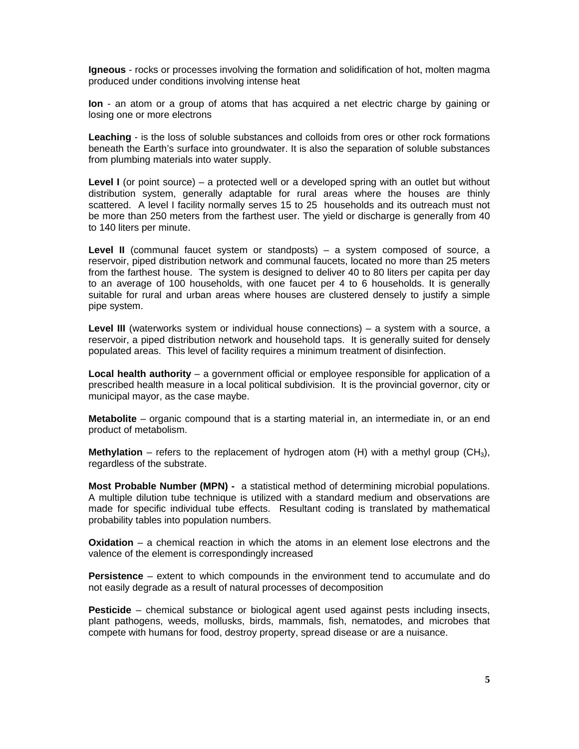**Igneous** - rocks or processes involving the formation and solidification of hot, molten magma produced under conditions involving intense heat

**Ion** - an atom or a group of atoms that has acquired a net electric charge by gaining or losing one or more electrons

**Leaching** - is the loss of soluble substances and colloids from ores or other rock formations beneath the Earth's surface into groundwater. It is also the separation of soluble substances from plumbing materials into water supply.

**Level I** (or point source) – a protected well or a developed spring with an outlet but without distribution system, generally adaptable for rural areas where the houses are thinly scattered. A level I facility normally serves 15 to 25 households and its outreach must not be more than 250 meters from the farthest user. The yield or discharge is generally from 40 to 140 liters per minute.

**Level II** (communal faucet system or standposts) – a system composed of source, a reservoir, piped distribution network and communal faucets, located no more than 25 meters from the farthest house. The system is designed to deliver 40 to 80 liters per capita per day to an average of 100 households, with one faucet per 4 to 6 households. It is generally suitable for rural and urban areas where houses are clustered densely to justify a simple pipe system.

**Level III** (waterworks system or individual house connections) – a system with a source, a reservoir, a piped distribution network and household taps. It is generally suited for densely populated areas. This level of facility requires a minimum treatment of disinfection.

**Local health authority** – a government official or employee responsible for application of a prescribed health measure in a local political subdivision. It is the provincial governor, city or municipal mayor, as the case maybe.

**Metabolite** – organic compound that is a starting material in, an intermediate in, or an end product of metabolism.

**Methylation** – refers to the replacement of hydrogen atom (H) with a methyl group ($CH_3$), regardless of the substrate.

**Most Probable Number (MPN) -** a statistical method of determining microbial populations. A multiple dilution tube technique is utilized with a standard medium and observations are made for specific individual tube effects. Resultant coding is translated by mathematical probability tables into population numbers.

**Oxidation** – a chemical reaction in which the atoms in an element lose electrons and the valence of the element is correspondingly increased

**Persistence** – extent to which compounds in the environment tend to accumulate and do not easily degrade as a result of natural processes of decomposition

**Pesticide** – chemical substance or biological agent used against pests including insects, plant pathogens, weeds, mollusks, birds, mammals, fish, nematodes, and microbes that compete with humans for food, destroy property, spread disease or are a nuisance.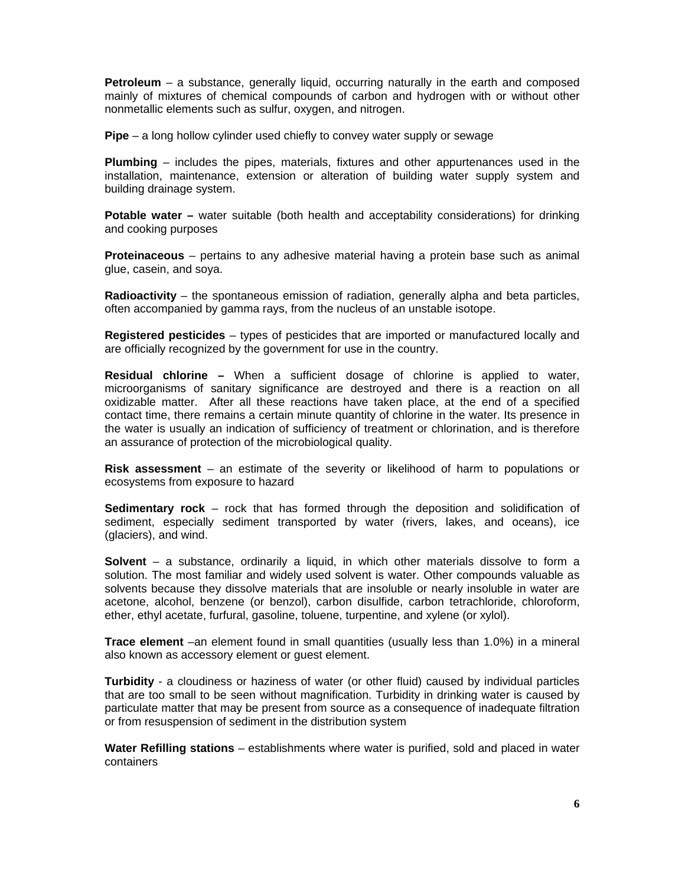**Petroleum** – a substance, generally liquid, occurring naturally in the earth and composed mainly of mixtures of chemical compounds of carbon and hydrogen with or without other nonmetallic elements such as sulfur, oxygen, and nitrogen.

**Pipe** – a long hollow cylinder used chiefly to convey water supply or sewage

**Plumbing** – includes the pipes, materials, fixtures and other appurtenances used in the installation, maintenance, extension or alteration of building water supply system and building drainage system.

**Potable water –** water suitable (both health and acceptability considerations) for drinking and cooking purposes

**Proteinaceous** – pertains to any adhesive material having a protein base such as animal glue, casein, and soya.

**Radioactivity** – the spontaneous emission of radiation, generally alpha and beta particles, often accompanied by gamma rays, from the nucleus of an unstable isotope.

**Registered pesticides** – types of pesticides that are imported or manufactured locally and are officially recognized by the government for use in the country.

**Residual chlorine –** When a sufficient dosage of chlorine is applied to water, microorganisms of sanitary significance are destroyed and there is a reaction on all oxidizable matter. After all these reactions have taken place, at the end of a specified contact time, there remains a certain minute quantity of chlorine in the water. Its presence in the water is usually an indication of sufficiency of treatment or chlorination, and is therefore an assurance of protection of the microbiological quality.

**Risk assessment** – an estimate of the severity or likelihood of harm to populations or ecosystems from exposure to hazard

**Sedimentary rock** – rock that has formed through the deposition and solidification of sediment, especially sediment transported by water (rivers, lakes, and oceans), ice (glaciers), and wind.

**Solvent** – a substance, ordinarily a liquid, in which other materials dissolve to form a solution. The most familiar and widely used solvent is water. Other compounds valuable as solvents because they dissolve materials that are insoluble or nearly insoluble in water are acetone, alcohol, benzene (or benzol), carbon disulfide, carbon tetrachloride, chloroform, ether, ethyl acetate, furfural, gasoline, toluene, turpentine, and xylene (or xylol).

**Trace element** –an element found in small quantities (usually less than 1.0%) in a mineral also known as accessory element or guest element.

**Turbidity** - a cloudiness or haziness of water (or other fluid) caused by individual particles that are too small to be seen without magnification. Turbidity in drinking water is caused by particulate matter that may be present from source as a consequence of inadequate filtration or from resuspension of sediment in the distribution system

**Water Refilling stations** – establishments where water is purified, sold and placed in water containers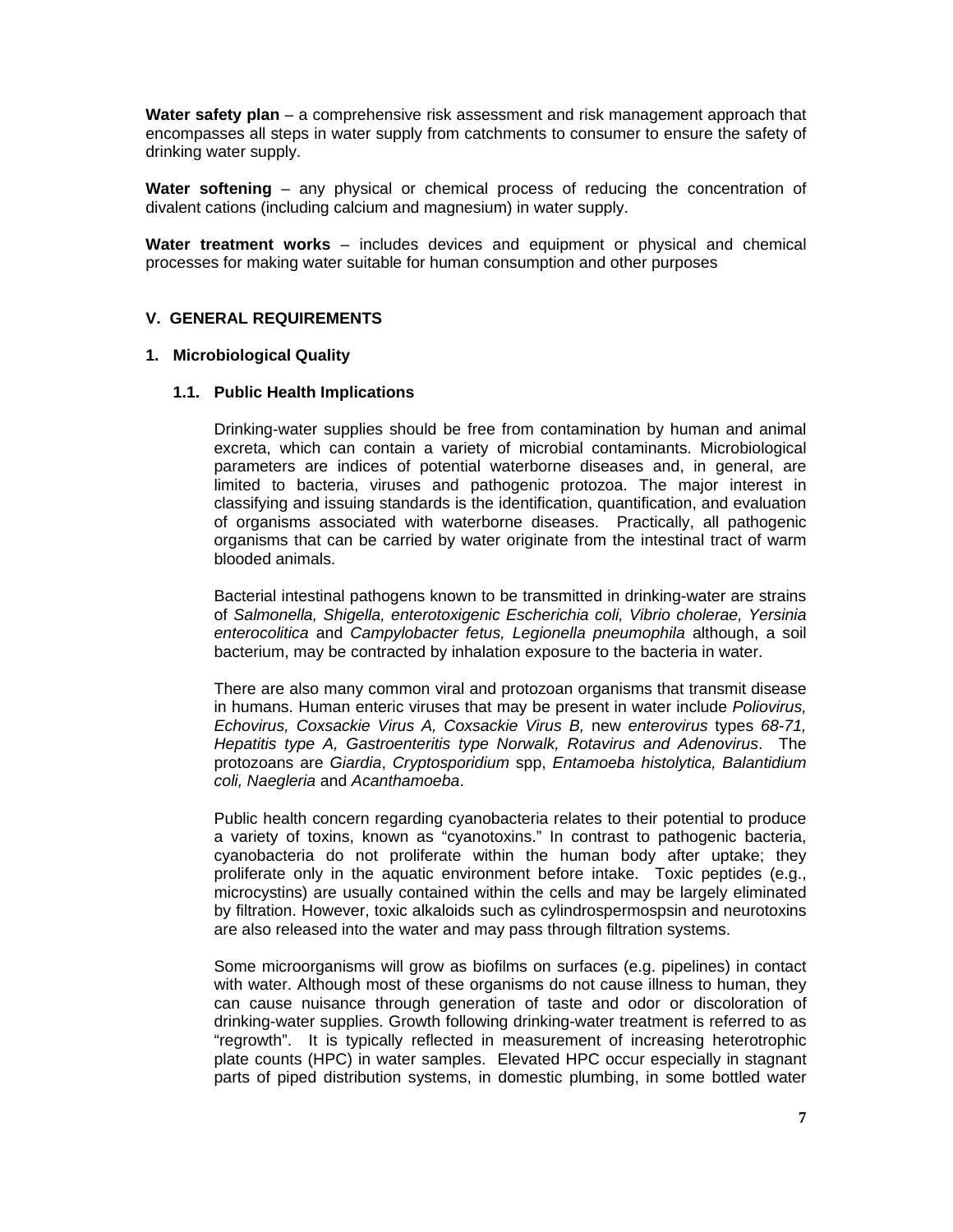**Water safety plan** – a comprehensive risk assessment and risk management approach that encompasses all steps in water supply from catchments to consumer to ensure the safety of drinking water supply.

**Water softening** – any physical or chemical process of reducing the concentration of divalent cations (including calcium and magnesium) in water supply.

**Water treatment works** – includes devices and equipment or physical and chemical processes for making water suitable for human consumption and other purposes

## V. GENERAL REQUIREMENTS

### 1. Microbiological Quality

#### 1.1. Public Health Implications

Drinking-water supplies should be free from contamination by human and animal excreta, which can contain a variety of microbial contaminants. Microbiological parameters are indices of potential waterborne diseases and, in general, are limited to bacteria, viruses and pathogenic protozoa. The major interest in classifying and issuing standards is the identification, quantification, and evaluation of organisms associated with waterborne diseases. Practically, all pathogenic organisms that can be carried by water originate from the intestinal tract of warm blooded animals.

Bacterial intestinal pathogens known to be transmitted in drinking-water are strains of *Salmonella, Shigella, enterotoxigenic Escherichia coli, Vibrio cholerae, Yersinia enterocolitica* and *Campylobacter fetus, Legionella pneumophila* although, a soil bacterium, may be contracted by inhalation exposure to the bacteria in water.

There are also many common viral and protozoan organisms that transmit disease in humans. Human enteric viruses that may be present in water include *Poliovirus, Echovirus, Coxsackie Virus A, Coxsackie Virus B,* new *enterovirus* types *68-71, Hepatitis type A, Gastroenteritis type Norwalk, Rotavirus and Adenovirus*. The protozoans are *Giardia*, *Cryptosporidium* spp, *Entamoeba histolytica, Balantidium coli, Naegleria* and *Acanthamoeba*.

Public health concern regarding cyanobacteria relates to their potential to produce a variety of toxins, known as "cyanotoxins." In contrast to pathogenic bacteria, cyanobacteria do not proliferate within the human body after uptake; they proliferate only in the aquatic environment before intake. Toxic peptides (e.g., microcystins) are usually contained within the cells and may be largely eliminated by filtration. However, toxic alkaloids such as cylindrospermospsin and neurotoxins are also released into the water and may pass through filtration systems.

Some microorganisms will grow as biofilms on surfaces (e.g. pipelines) in contact with water. Although most of these organisms do not cause illness to human, they can cause nuisance through generation of taste and odor or discoloration of drinking-water supplies. Growth following drinking-water treatment is referred to as "regrowth". It is typically reflected in measurement of increasing heterotrophic plate counts (HPC) in water samples. Elevated HPC occur especially in stagnant parts of piped distribution systems, in domestic plumbing, in some bottled water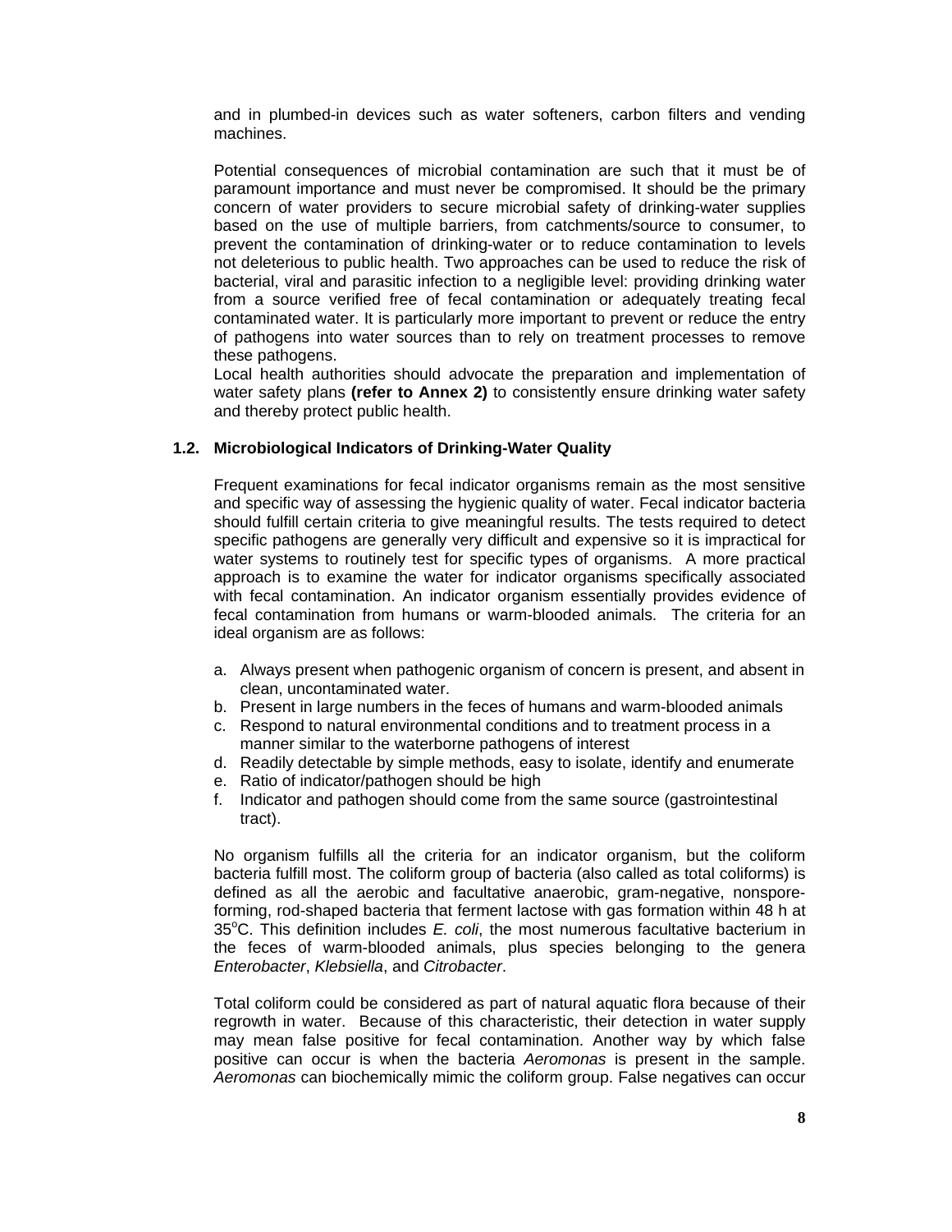and in plumbed-in devices such as water softeners, carbon filters and vending machines.

Potential consequences of microbial contamination are such that it must be of paramount importance and must never be compromised. It should be the primary concern of water providers to secure microbial safety of drinking-water supplies based on the use of multiple barriers, from catchments/source to consumer, to prevent the contamination of drinking-water or to reduce contamination to levels not deleterious to public health. Two approaches can be used to reduce the risk of bacterial, viral and parasitic infection to a negligible level: providing drinking water from a source verified free of fecal contamination or adequately treating fecal contaminated water. It is particularly more important to prevent or reduce the entry of pathogens into water sources than to rely on treatment processes to remove these pathogens.

Local health authorities should advocate the preparation and implementation of water safety plans **(refer to Annex 2)** to consistently ensure drinking water safety and thereby protect public health.

### 1.2. Microbiological Indicators of Drinking-Water Quality

Frequent examinations for fecal indicator organisms remain as the most sensitive and specific way of assessing the hygienic quality of water. Fecal indicator bacteria should fulfill certain criteria to give meaningful results. The tests required to detect specific pathogens are generally very difficult and expensive so it is impractical for water systems to routinely test for specific types of organisms. A more practical approach is to examine the water for indicator organisms specifically associated with fecal contamination. An indicator organism essentially provides evidence of fecal contamination from humans or warm-blooded animals. The criteria for an ideal organism are as follows:

a. Always present when pathogenic organism of concern is present, and absent in clean, uncontaminated water.
b. Present in large numbers in the feces of humans and warm-blooded animals
c. Respond to natural environmental conditions and to treatment process in a manner similar to the waterborne pathogens of interest
d. Readily detectable by simple methods, easy to isolate, identify and enumerate
e. Ratio of indicator/pathogen should be high
f. Indicator and pathogen should come from the same source (gastrointestinal tract).

No organism fulfills all the criteria for an indicator organism, but the coliform bacteria fulfill most. The coliform group of bacteria (also called as total coliforms) is defined as all the aerobic and facultative anaerobic, gram-negative, nonspore-forming, rod-shaped bacteria that ferment lactose with gas formation within 48 h at 35°C. This definition includes *E. coli*, the most numerous facultative bacterium in the feces of warm-blooded animals, plus species belonging to the genera *Enterobacter*, *Klebsiella*, and *Citrobacter*.

Total coliform could be considered as part of natural aquatic flora because of their regrowth in water. Because of this characteristic, their detection in water supply may mean false positive for fecal contamination. Another way by which false positive can occur is when the bacteria *Aeromonas* is present in the sample. *Aeromonas* can biochemically mimic the coliform group. False negatives can occur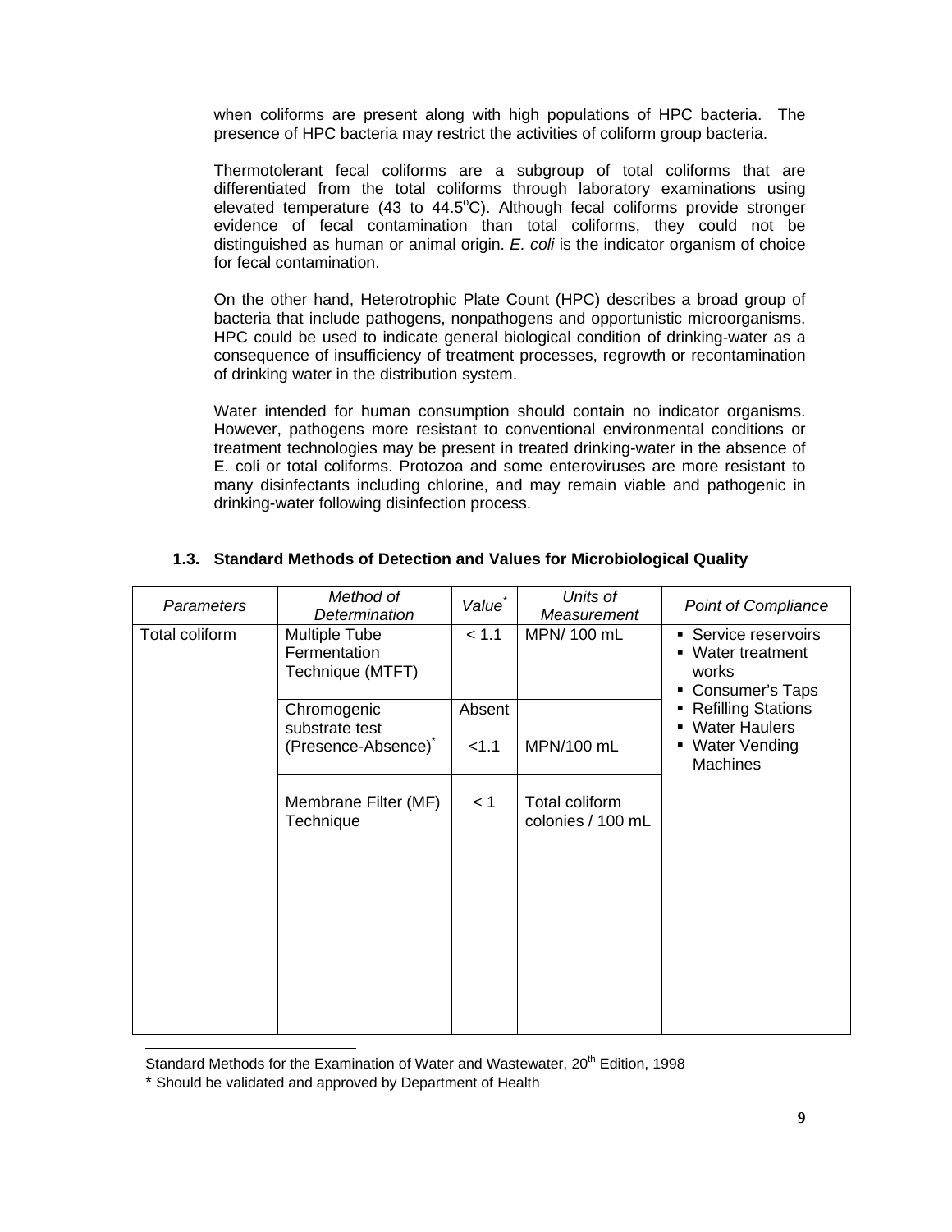when coliforms are present along with high populations of HPC bacteria. The presence of HPC bacteria may restrict the activities of coliform group bacteria.

Thermotolerant fecal coliforms are a subgroup of total coliforms that are differentiated from the total coliforms through laboratory examinations using elevated temperature (43 to 44.5°C). Although fecal coliforms provide stronger evidence of fecal contamination than total coliforms, they could not be distinguished as human or animal origin. *E. coli* is the indicator organism of choice for fecal contamination.

On the other hand, Heterotrophic Plate Count (HPC) describes a broad group of bacteria that include pathogens, nonpathogens and opportunistic microorganisms. HPC could be used to indicate general biological condition of drinking-water as a consequence of insufficiency of treatment processes, regrowth or recontamination of drinking water in the distribution system.

Water intended for human consumption should contain no indicator organisms. However, pathogens more resistant to conventional environmental conditions or treatment technologies may be present in treated drinking-water in the absence of E. coli or total coliforms. Protozoa and some enteroviruses are more resistant to many disinfectants including chlorine, and may remain viable and pathogenic in drinking-water following disinfection process.

## 1.3. Standard Methods of Detection and Values for Microbiological Quality

| *Parameters* | *Method of Determination* | *Value\** | *Units of Measurement* | *Point of Compliance* |
|---|---|---|---|---|
| Total coliform | Multiple Tube Fermentation Technique (MTFT) | < 1.1 | MPN/ 100 mL | ▪ Service reservoirs<br>▪ Water treatment works<br>▪ Consumer's Taps<br>▪ Refilling Stations<br>▪ Water Haulers<br>▪ Water Vending Machines |
| | Chromogenic substrate test (Presence-Absence)\* | Absent<br><1.1 | <br>MPN/100 mL | |
| | Membrane Filter (MF) Technique | < 1 | Total coliform colonies / 100 mL | |

Standard Methods for the Examination of Water and Wastewater, 20th Edition, 1998

\* Should be validated and approved by Department of Health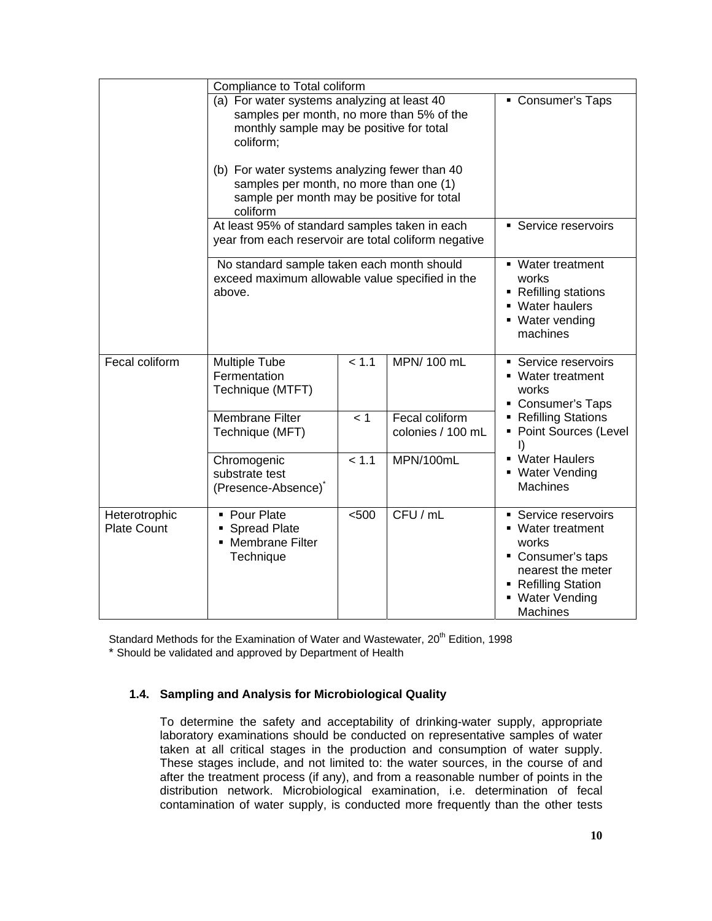| | | | | |
|---|---|---|---|---|
| | Compliance to Total coliform | | | |
| | (a) For water systems analyzing at least 40 samples per month, no more than 5% of the monthly sample may be positive for total coliform;<br><br>(b) For water systems analyzing fewer than 40 samples per month, no more than one (1) sample per month may be positive for total coliform | | | ▪ Consumer's Taps |
| | At least 95% of standard samples taken in each year from each reservoir are total coliform negative | | | ▪ Service reservoirs |
| | No standard sample taken each month should exceed maximum allowable value specified in the above. | | | ▪ Water treatment works<br>▪ Refilling stations<br>▪ Water haulers<br>▪ Water vending machines |
| Fecal coliform | Multiple Tube Fermentation Technique (MTFT) | < 1.1 | MPN/ 100 mL | ▪ Service reservoirs<br>▪ Water treatment works<br>▪ Consumer's Taps<br>▪ Refilling Stations<br>▪ Point Sources (Level I)<br>▪ Water Haulers<br>▪ Water Vending Machines |
| | Membrane Filter Technique (MFT) | < 1 | Fecal coliform colonies / 100 mL | |
| | Chromogenic substrate test (Presence-Absence)* | < 1.1 | MPN/100mL | |
| Heterotrophic Plate Count | ▪ Pour Plate<br>▪ Spread Plate<br>▪ Membrane Filter Technique | <500 | CFU / mL | ▪ Service reservoirs<br>▪ Water treatment works<br>▪ Consumer's taps nearest the meter<br>▪ Refilling Station<br>▪ Water Vending Machines |

Standard Methods for the Examination of Water and Wastewater, 20th Edition, 1998

* Should be validated and approved by Department of Health

### 1.4. Sampling and Analysis for Microbiological Quality

To determine the safety and acceptability of drinking-water supply, appropriate laboratory examinations should be conducted on representative samples of water taken at all critical stages in the production and consumption of water supply. These stages include, and not limited to: the water sources, in the course of and after the treatment process (if any), and from a reasonable number of points in the distribution network. Microbiological examination, i.e. determination of fecal contamination of water supply, is conducted more frequently than the other tests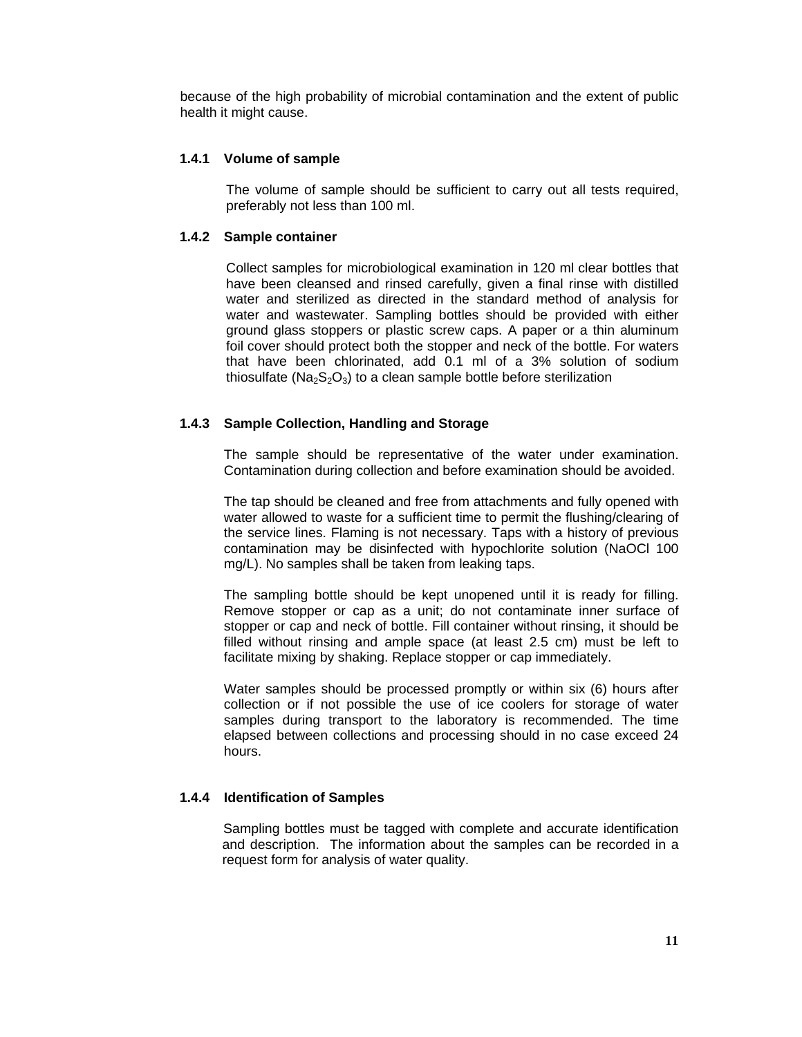because of the high probability of microbial contamination and the extent of public health it might cause.

### 1.4.1 Volume of sample

The volume of sample should be sufficient to carry out all tests required, preferably not less than 100 ml.

### 1.4.2 Sample container

Collect samples for microbiological examination in 120 ml clear bottles that have been cleansed and rinsed carefully, given a final rinse with distilled water and sterilized as directed in the standard method of analysis for water and wastewater. Sampling bottles should be provided with either ground glass stoppers or plastic screw caps. A paper or a thin aluminum foil cover should protect both the stopper and neck of the bottle. For waters that have been chlorinated, add 0.1 ml of a 3% solution of sodium thiosulfate ($Na_2S_2O_3$) to a clean sample bottle before sterilization

### 1.4.3 Sample Collection, Handling and Storage

The sample should be representative of the water under examination. Contamination during collection and before examination should be avoided.

The tap should be cleaned and free from attachments and fully opened with water allowed to waste for a sufficient time to permit the flushing/clearing of the service lines. Flaming is not necessary. Taps with a history of previous contamination may be disinfected with hypochlorite solution (NaOCl 100 mg/L). No samples shall be taken from leaking taps.

The sampling bottle should be kept unopened until it is ready for filling. Remove stopper or cap as a unit; do not contaminate inner surface of stopper or cap and neck of bottle. Fill container without rinsing, it should be filled without rinsing and ample space (at least 2.5 cm) must be left to facilitate mixing by shaking. Replace stopper or cap immediately.

Water samples should be processed promptly or within six (6) hours after collection or if not possible the use of ice coolers for storage of water samples during transport to the laboratory is recommended. The time elapsed between collections and processing should in no case exceed 24 hours.

### 1.4.4 Identification of Samples

Sampling bottles must be tagged with complete and accurate identification and description. The information about the samples can be recorded in a request form for analysis of water quality.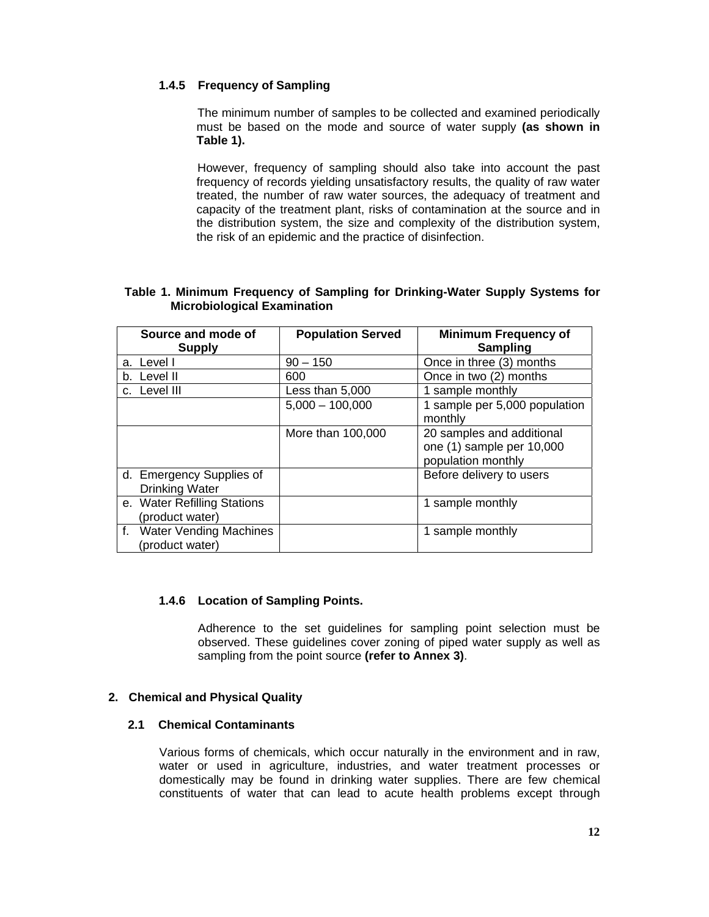#### 1.4.5 Frequency of Sampling

The minimum number of samples to be collected and examined periodically must be based on the mode and source of water supply **(as shown in Table 1).**

However, frequency of sampling should also take into account the past frequency of records yielding unsatisfactory results, the quality of raw water treated, the number of raw water sources, the adequacy of treatment and capacity of the treatment plant, risks of contamination at the source and in the distribution system, the size and complexity of the distribution system, the risk of an epidemic and the practice of disinfection.

**Table 1. Minimum Frequency of Sampling for Drinking-Water Supply Systems for Microbiological Examination**

| Source and mode of Supply | Population Served | Minimum Frequency of Sampling |
|---|---|---|
| a. Level I | 90 – 150 | Once in three (3) months |
| b. Level II | 600 | Once in two (2) months |
| c. Level III | Less than 5,000 | 1 sample monthly |
| | 5,000 – 100,000 | 1 sample per 5,000 population monthly |
| | More than 100,000 | 20 samples and additional one (1) sample per 10,000 population monthly |
| d. Emergency Supplies of Drinking Water | | Before delivery to users |
| e. Water Refilling Stations (product water) | | 1 sample monthly |
| f. Water Vending Machines (product water) | | 1 sample monthly |

#### 1.4.6 Location of Sampling Points.

Adherence to the set guidelines for sampling point selection must be observed. These guidelines cover zoning of piped water supply as well as sampling from the point source **(refer to Annex 3)**.

## 2. Chemical and Physical Quality

### 2.1 Chemical Contaminants

Various forms of chemicals, which occur naturally in the environment and in raw, water or used in agriculture, industries, and water treatment processes or domestically may be found in drinking water supplies. There are few chemical constituents of water that can lead to acute health problems except through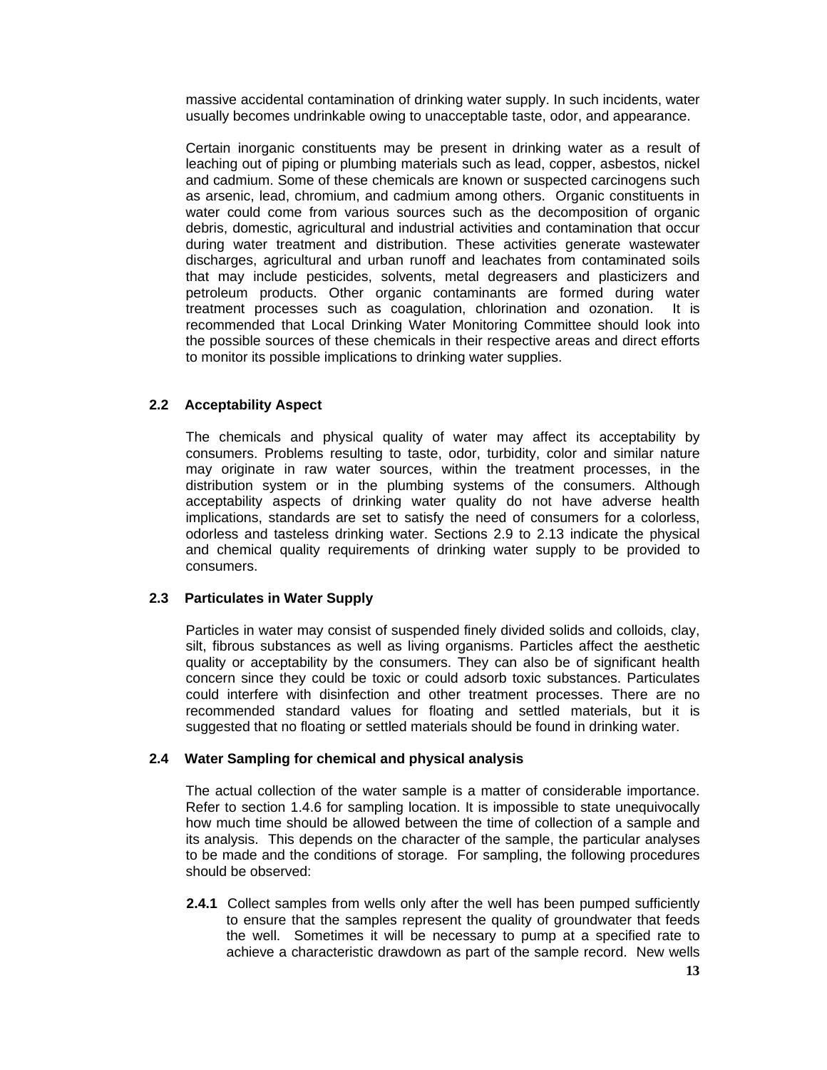massive accidental contamination of drinking water supply. In such incidents, water usually becomes undrinkable owing to unacceptable taste, odor, and appearance.

Certain inorganic constituents may be present in drinking water as a result of leaching out of piping or plumbing materials such as lead, copper, asbestos, nickel and cadmium. Some of these chemicals are known or suspected carcinogens such as arsenic, lead, chromium, and cadmium among others. Organic constituents in water could come from various sources such as the decomposition of organic debris, domestic, agricultural and industrial activities and contamination that occur during water treatment and distribution. These activities generate wastewater discharges, agricultural and urban runoff and leachates from contaminated soils that may include pesticides, solvents, metal degreasers and plasticizers and petroleum products. Other organic contaminants are formed during water treatment processes such as coagulation, chlorination and ozonation. It is recommended that Local Drinking Water Monitoring Committee should look into the possible sources of these chemicals in their respective areas and direct efforts to monitor its possible implications to drinking water supplies.

### 2.2 Acceptability Aspect

The chemicals and physical quality of water may affect its acceptability by consumers. Problems resulting to taste, odor, turbidity, color and similar nature may originate in raw water sources, within the treatment processes, in the distribution system or in the plumbing systems of the consumers. Although acceptability aspects of drinking water quality do not have adverse health implications, standards are set to satisfy the need of consumers for a colorless, odorless and tasteless drinking water. Sections 2.9 to 2.13 indicate the physical and chemical quality requirements of drinking water supply to be provided to consumers.

### 2.3 Particulates in Water Supply

Particles in water may consist of suspended finely divided solids and colloids, clay, silt, fibrous substances as well as living organisms. Particles affect the aesthetic quality or acceptability by the consumers. They can also be of significant health concern since they could be toxic or could adsorb toxic substances. Particulates could interfere with disinfection and other treatment processes. There are no recommended standard values for floating and settled materials, but it is suggested that no floating or settled materials should be found in drinking water.

### 2.4 Water Sampling for chemical and physical analysis

The actual collection of the water sample is a matter of considerable importance. Refer to section 1.4.6 for sampling location. It is impossible to state unequivocally how much time should be allowed between the time of collection of a sample and its analysis. This depends on the character of the sample, the particular analyses to be made and the conditions of storage. For sampling, the following procedures should be observed:

**2.4.1** Collect samples from wells only after the well has been pumped sufficiently to ensure that the samples represent the quality of groundwater that feeds the well. Sometimes it will be necessary to pump at a specified rate to achieve a characteristic drawdown as part of the sample record. New wells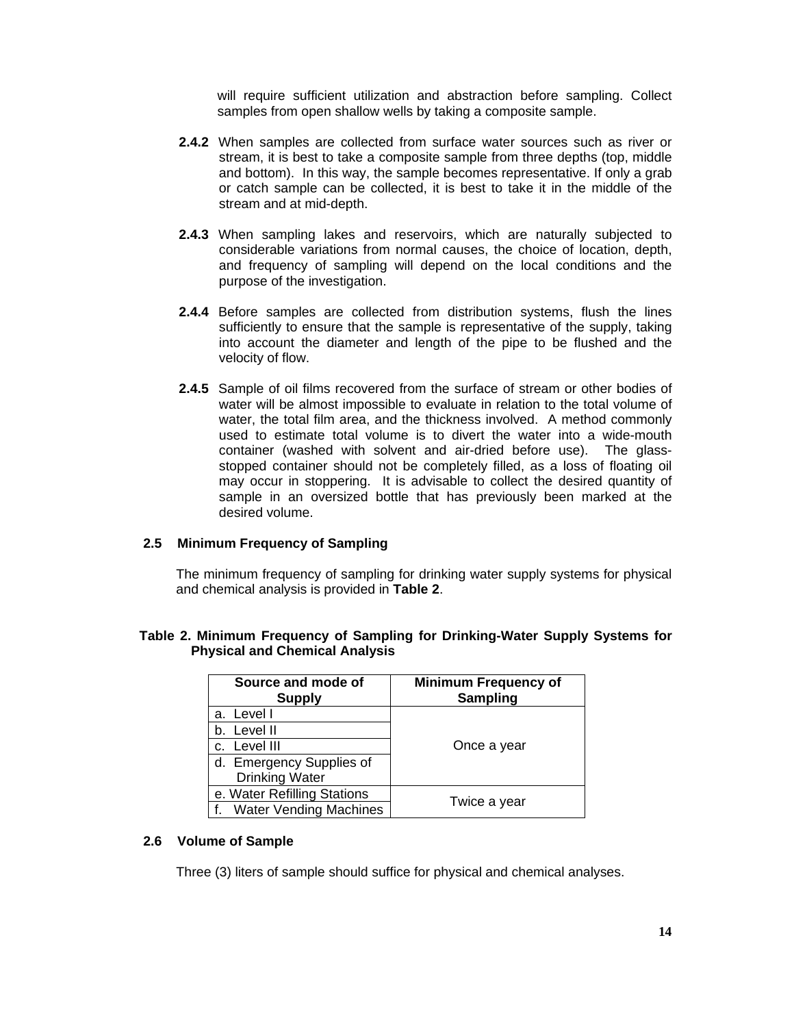will require sufficient utilization and abstraction before sampling. Collect samples from open shallow wells by taking a composite sample.

**2.4.2** When samples are collected from surface water sources such as river or stream, it is best to take a composite sample from three depths (top, middle and bottom). In this way, the sample becomes representative. If only a grab or catch sample can be collected, it is best to take it in the middle of the stream and at mid-depth.

**2.4.3** When sampling lakes and reservoirs, which are naturally subjected to considerable variations from normal causes, the choice of location, depth, and frequency of sampling will depend on the local conditions and the purpose of the investigation.

**2.4.4** Before samples are collected from distribution systems, flush the lines sufficiently to ensure that the sample is representative of the supply, taking into account the diameter and length of the pipe to be flushed and the velocity of flow.

**2.4.5** Sample of oil films recovered from the surface of stream or other bodies of water will be almost impossible to evaluate in relation to the total volume of water, the total film area, and the thickness involved. A method commonly used to estimate total volume is to divert the water into a wide-mouth container (washed with solvent and air-dried before use). The glass-stopped container should not be completely filled, as a loss of floating oil may occur in stoppering. It is advisable to collect the desired quantity of sample in an oversized bottle that has previously been marked at the desired volume.

### 2.5 Minimum Frequency of Sampling

The minimum frequency of sampling for drinking water supply systems for physical and chemical analysis is provided in **Table 2**.

**Table 2. Minimum Frequency of Sampling for Drinking-Water Supply Systems for Physical and Chemical Analysis**

| Source and mode of Supply | Minimum Frequency of Sampling |
|---|---|
| a. Level I | Once a year |
| b. Level II | |
| c. Level III | |
| d. Emergency Supplies of Drinking Water | |
| e. Water Refilling Stations | Twice a year |
| f. Water Vending Machines | |

### 2.6 Volume of Sample

Three (3) liters of sample should suffice for physical and chemical analyses.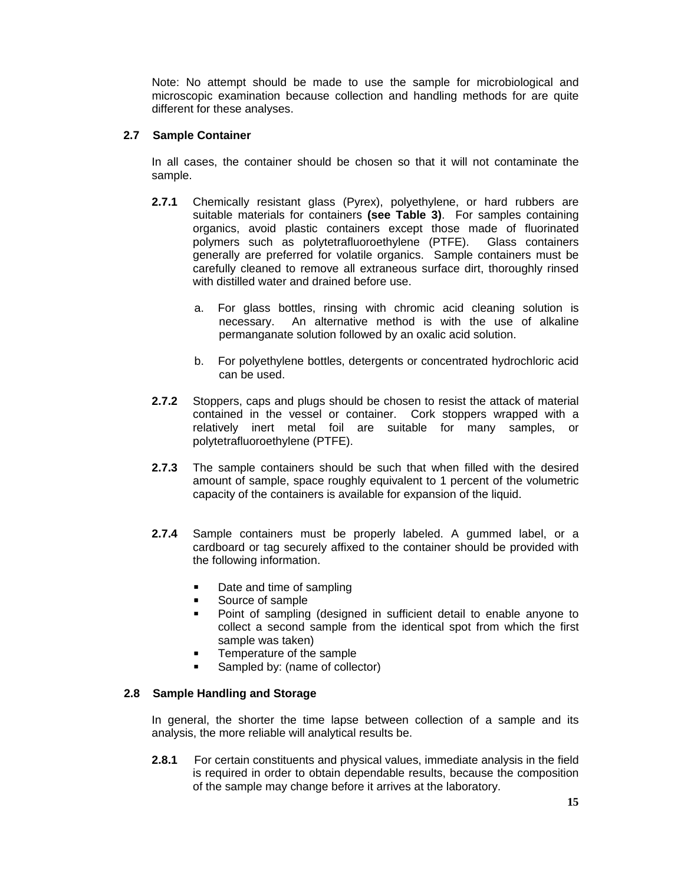Note: No attempt should be made to use the sample for microbiological and microscopic examination because collection and handling methods for are quite different for these analyses.

## 2.7 Sample Container

In all cases, the container should be chosen so that it will not contaminate the sample.

**2.7.1** Chemically resistant glass (Pyrex), polyethylene, or hard rubbers are suitable materials for containers **(see Table 3)**. For samples containing organics, avoid plastic containers except those made of fluorinated polymers such as polytetrafluoroethylene (PTFE). Glass containers generally are preferred for volatile organics. Sample containers must be carefully cleaned to remove all extraneous surface dirt, thoroughly rinsed with distilled water and drained before use.

a. For glass bottles, rinsing with chromic acid cleaning solution is necessary. An alternative method is with the use of alkaline permanganate solution followed by an oxalic acid solution.

b. For polyethylene bottles, detergents or concentrated hydrochloric acid can be used.

**2.7.2** Stoppers, caps and plugs should be chosen to resist the attack of material contained in the vessel or container. Cork stoppers wrapped with a relatively inert metal foil are suitable for many samples, or polytetrafluoroethylene (PTFE).

**2.7.3** The sample containers should be such that when filled with the desired amount of sample, space roughly equivalent to 1 percent of the volumetric capacity of the containers is available for expansion of the liquid.

**2.7.4** Sample containers must be properly labeled. A gummed label, or a cardboard or tag securely affixed to the container should be provided with the following information.

- Date and time of sampling
- Source of sample
- Point of sampling (designed in sufficient detail to enable anyone to collect a second sample from the identical spot from which the first sample was taken)
- Temperature of the sample
- Sampled by: (name of collector)

## 2.8 Sample Handling and Storage

In general, the shorter the time lapse between collection of a sample and its analysis, the more reliable will analytical results be.

**2.8.1** For certain constituents and physical values, immediate analysis in the field is required in order to obtain dependable results, because the composition of the sample may change before it arrives at the laboratory.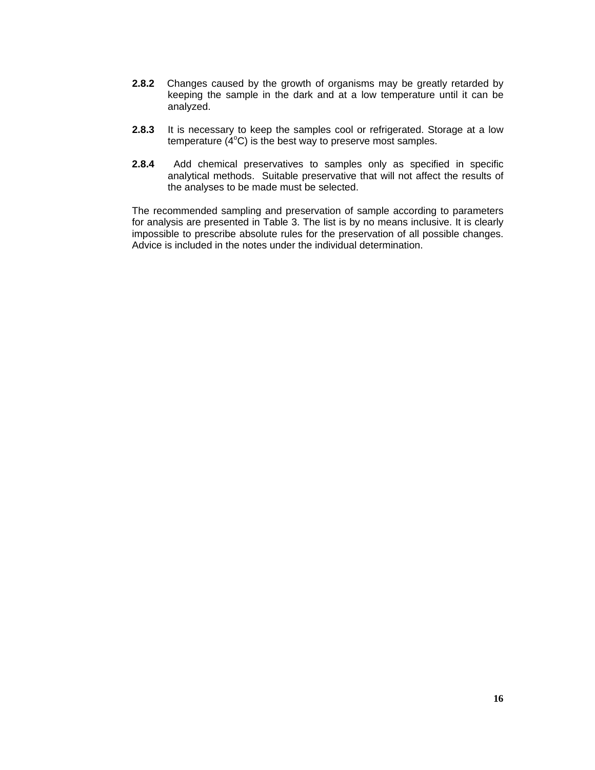**2.8.2** Changes caused by the growth of organisms may be greatly retarded by keeping the sample in the dark and at a low temperature until it can be analyzed.

**2.8.3** It is necessary to keep the samples cool or refrigerated. Storage at a low temperature ($4^{o}C$) is the best way to preserve most samples.

**2.8.4** Add chemical preservatives to samples only as specified in specific analytical methods. Suitable preservative that will not affect the results of the analyses to be made must be selected.

The recommended sampling and preservation of sample according to parameters for analysis are presented in Table 3. The list is by no means inclusive. It is clearly impossible to prescribe absolute rules for the preservation of all possible changes. Advice is included in the notes under the individual determination.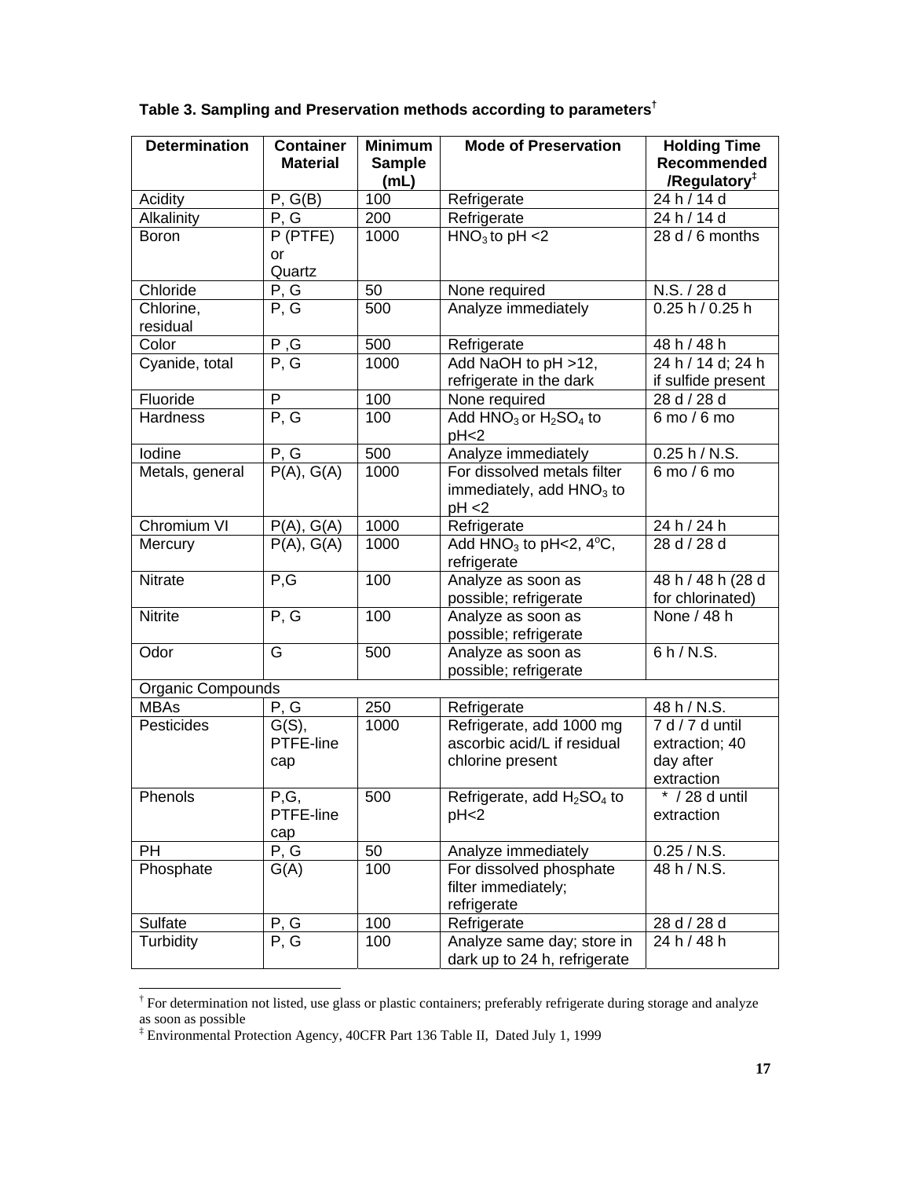**Table 3. Sampling and Preservation methods according to parameters[†]**

| Determination | Container Material | Minimum Sample (mL) | Mode of Preservation | Holding Time Recommended /Regulatory[‡] |
|---|---|---|---|---|
| Acidity | P, G(B) | 100 | Refrigerate | 24 h / 14 d |
| Alkalinity | P, G | 200 | Refrigerate | 24 h / 14 d |
| Boron | P (PTFE) or Quartz | 1000 | $HNO_3$ to pH <2 | 28 d / 6 months |
| Chloride | P, G | 50 | None required | N.S. / 28 d |
| Chlorine, residual | P, G | 500 | Analyze immediately | 0.25 h / 0.25 h |
| Color | P ,G | 500 | Refrigerate | 48 h / 48 h |
| Cyanide, total | P, G | 1000 | Add NaOH to pH >12, refrigerate in the dark | 24 h / 14 d; 24 h if sulfide present |
| Fluoride | P | 100 | None required | 28 d / 28 d |
| Hardness | P, G | 100 | Add $HNO_3$ or $H_2SO_4$ to pH<2 | 6 mo / 6 mo |
| Iodine | P, G | 500 | Analyze immediately | 0.25 h / N.S. |
| Metals, general | P(A), G(A) | 1000 | For dissolved metals filter immediately, add $HNO_3$ to pH <2 | 6 mo / 6 mo |
| Chromium VI | P(A), G(A) | 1000 | Refrigerate | 24 h / 24 h |
| Mercury | P(A), G(A) | 1000 | Add $HNO_3$ to pH<2, 4°C, refrigerate | 28 d / 28 d |
| Nitrate | P,G | 100 | Analyze as soon as possible; refrigerate | 48 h / 48 h (28 d for chlorinated) |
| Nitrite | P, G | 100 | Analyze as soon as possible; refrigerate | None / 48 h |
| Odor | G | 500 | Analyze as soon as possible; refrigerate | 6 h / N.S. |
| Organic Compounds | | | | |
| MBAs | P, G | 250 | Refrigerate | 48 h / N.S. |
| Pesticides | G(S), PTFE-line cap | 1000 | Refrigerate, add 1000 mg ascorbic acid/L if residual chlorine present | 7 d / 7 d until extraction; 40 day after extraction |
| Phenols | P,G, PTFE-line cap | 500 | Refrigerate, add $H_2SO_4$ to pH<2 | * / 28 d until extraction |
| PH | P, G | 50 | Analyze immediately | 0.25 / N.S. |
| Phosphate | G(A) | 100 | For dissolved phosphate filter immediately; refrigerate | 48 h / N.S. |
| Sulfate | P, G | 100 | Refrigerate | 28 d / 28 d |
| Turbidity | P, G | 100 | Analyze same day; store in dark up to 24 h, refrigerate | 24 h / 48 h |

[†] For determination not listed, use glass or plastic containers; preferably refrigerate during storage and analyze as soon as possible

[‡] Environmental Protection Agency, 40CFR Part 136 Table II, Dated July 1, 1999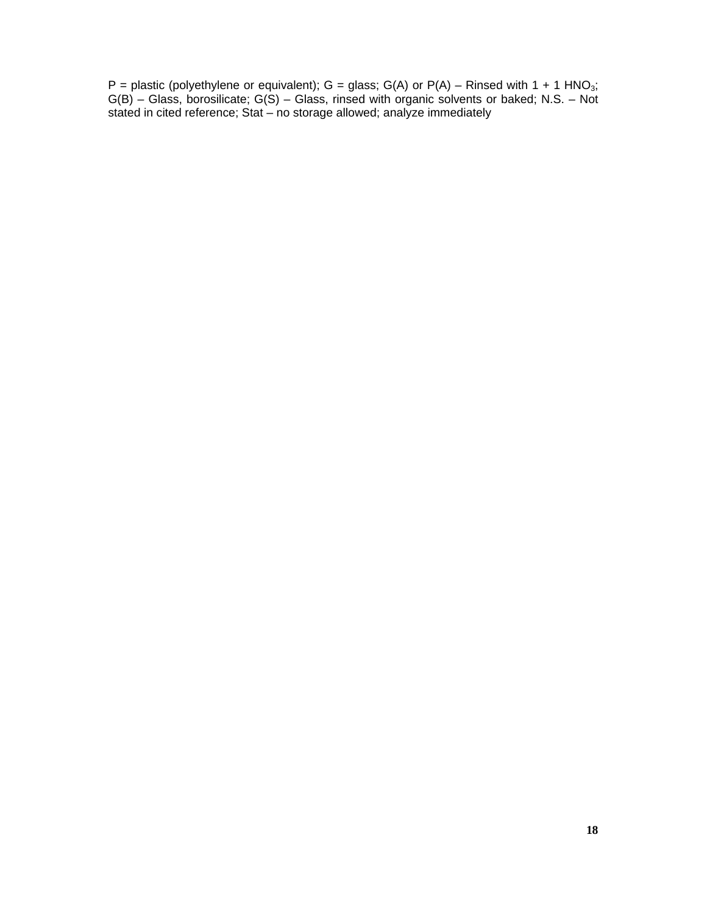P = plastic (polyethylene or equivalent); G = glass; G(A) or P(A) – Rinsed with 1 + 1 $HNO_3$; G(B) – Glass, borosilicate; G(S) – Glass, rinsed with organic solvents or baked; N.S. – Not stated in cited reference; Stat – no storage allowed; analyze immediately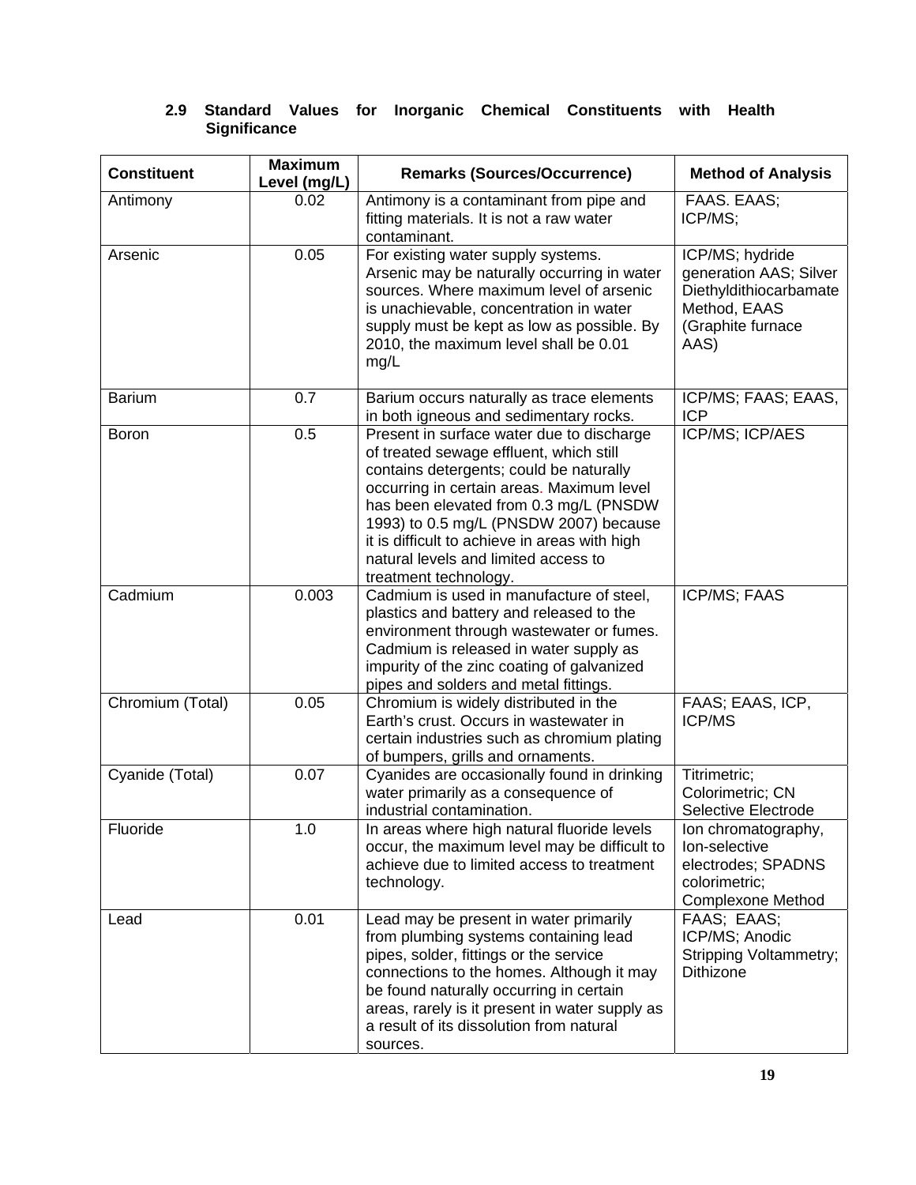### 2.9 Standard Values for Inorganic Chemical Constituents with Health Significance

| Constituent | Maximum Level (mg/L) | Remarks (Sources/Occurrence) | Method of Analysis |
|---|---|---|---|
| Antimony | 0.02 | Antimony is a contaminant from pipe and fitting materials. It is not a raw water contaminant. | FAAS. EAAS; ICP/MS; |
| Arsenic | 0.05 | For existing water supply systems. Arsenic may be naturally occurring in water sources. Where maximum level of arsenic is unachievable, concentration in water supply must be kept as low as possible. By 2010, the maximum level shall be 0.01 mg/L | ICP/MS; hydride generation AAS; Silver Diethyldithiocarbamate Method, EAAS (Graphite furnace AAS) |
| Barium | 0.7 | Barium occurs naturally as trace elements in both igneous and sedimentary rocks. | ICP/MS; FAAS; EAAS, ICP |
| Boron | 0.5 | Present in surface water due to discharge of treated sewage effluent, which still contains detergents; could be naturally occurring in certain areas. Maximum level has been elevated from 0.3 mg/L (PNSDW 1993) to 0.5 mg/L (PNSDW 2007) because it is difficult to achieve in areas with high natural levels and limited access to treatment technology. | ICP/MS; ICP/AES |
| Cadmium | 0.003 | Cadmium is used in manufacture of steel, plastics and battery and released to the environment through wastewater or fumes. Cadmium is released in water supply as impurity of the zinc coating of galvanized pipes and solders and metal fittings. | ICP/MS; FAAS |
| Chromium (Total) | 0.05 | Chromium is widely distributed in the Earth's crust. Occurs in wastewater in certain industries such as chromium plating of bumpers, grills and ornaments. | FAAS; EAAS, ICP, ICP/MS |
| Cyanide (Total) | 0.07 | Cyanides are occasionally found in drinking water primarily as a consequence of industrial contamination. | Titrimetric; Colorimetric; CN Selective Electrode |
| Fluoride | 1.0 | In areas where high natural fluoride levels occur, the maximum level may be difficult to achieve due to limited access to treatment technology. | Ion chromatography, Ion-selective electrodes; SPADNS colorimetric; Complexone Method |
| Lead | 0.01 | Lead may be present in water primarily from plumbing systems containing lead pipes, solder, fittings or the service connections to the homes. Although it may be found naturally occurring in certain areas, rarely is it present in water supply as a result of its dissolution from natural sources. | FAAS; EAAS; ICP/MS; Anodic Stripping Voltammetry; Dithizone |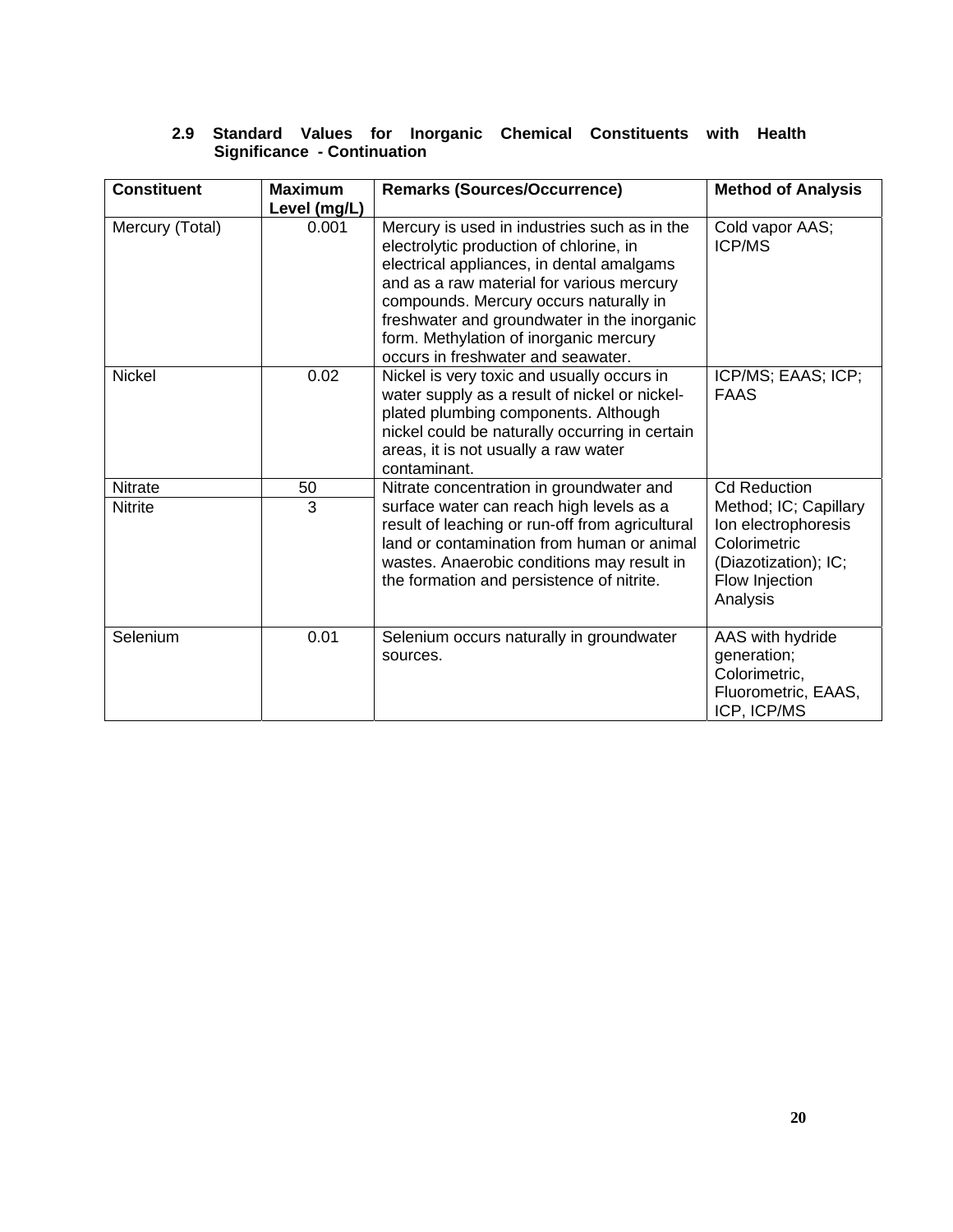### 2.9 Standard Values for Inorganic Chemical Constituents with Health Significance - Continuation

| Constituent | Maximum Level (mg/L) | Remarks (Sources/Occurrence) | Method of Analysis |
|---|---|---|---|
| Mercury (Total) | 0.001 | Mercury is used in industries such as in the electrolytic production of chlorine, in electrical appliances, in dental amalgams and as a raw material for various mercury compounds. Mercury occurs naturally in freshwater and groundwater in the inorganic form. Methylation of inorganic mercury occurs in freshwater and seawater. | Cold vapor AAS; ICP/MS |
| Nickel | 0.02 | Nickel is very toxic and usually occurs in water supply as a result of nickel or nickel-plated plumbing components. Although nickel could be naturally occurring in certain areas, it is not usually a raw water contaminant. | ICP/MS; EAAS; ICP; FAAS |
| Nitrate | 50 | Nitrate concentration in groundwater and surface water can reach high levels as a result of leaching or run-off from agricultural land or contamination from human or animal wastes. Anaerobic conditions may result in the formation and persistence of nitrite. | Cd Reduction Method; IC; Capillary Ion electrophoresis Colorimetric (Diazotization); IC; Flow Injection Analysis |
| Nitrite | 3 | | |
| Selenium | 0.01 | Selenium occurs naturally in groundwater sources. | AAS with hydride generation; Colorimetric, Fluorometric, EAAS, ICP, ICP/MS |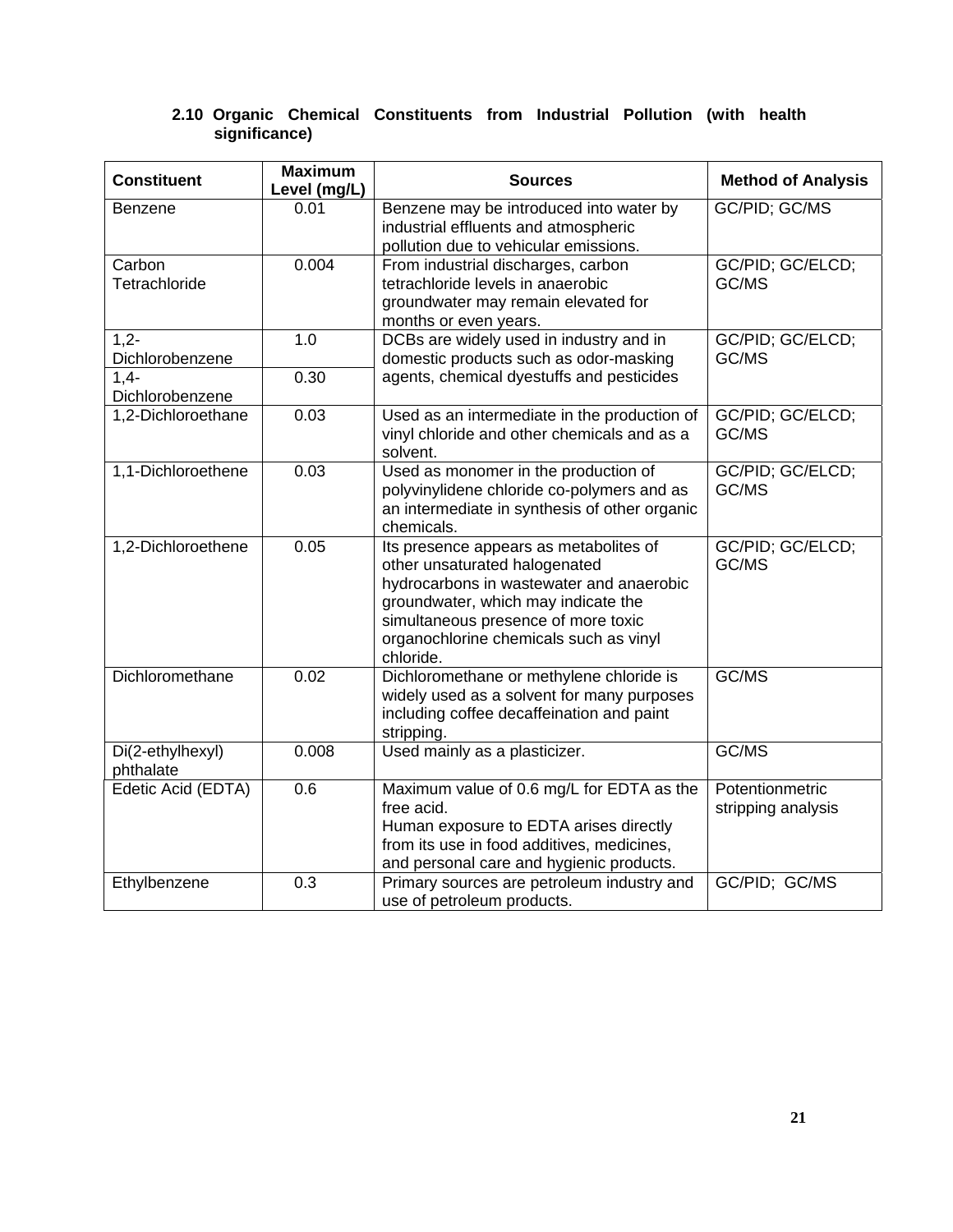### 2.10 Organic Chemical Constituents from Industrial Pollution (with health significance)

| Constituent | Maximum Level (mg/L) | Sources | Method of Analysis |
|---|---|---|---|
| Benzene | 0.01 | Benzene may be introduced into water by industrial effluents and atmospheric pollution due to vehicular emissions. | GC/PID; GC/MS |
| Carbon Tetrachloride | 0.004 | From industrial discharges, carbon tetrachloride levels in anaerobic groundwater may remain elevated for months or even years. | GC/PID; GC/ELCD; GC/MS |
| 1,2-Dichlorobenzene | 1.0 | DCBs are widely used in industry and in domestic products such as odor-masking agents, chemical dyestuffs and pesticides | GC/PID; GC/ELCD; GC/MS |
| 1,4-Dichlorobenzene | 0.30 | | |
| 1,2-Dichloroethane | 0.03 | Used as an intermediate in the production of vinyl chloride and other chemicals and as a solvent. | GC/PID; GC/ELCD; GC/MS |
| 1,1-Dichloroethene | 0.03 | Used as monomer in the production of polyvinylidene chloride co-polymers and as an intermediate in synthesis of other organic chemicals. | GC/PID; GC/ELCD; GC/MS |
| 1,2-Dichloroethene | 0.05 | Its presence appears as metabolites of other unsaturated halogenated hydrocarbons in wastewater and anaerobic groundwater, which may indicate the simultaneous presence of more toxic organochlorine chemicals such as vinyl chloride. | GC/PID; GC/ELCD; GC/MS |
| Dichloromethane | 0.02 | Dichloromethane or methylene chloride is widely used as a solvent for many purposes including coffee decaffeination and paint stripping. | GC/MS |
| Di(2-ethylhexyl) phthalate | 0.008 | Used mainly as a plasticizer. | GC/MS |
| Edetic Acid (EDTA) | 0.6 | Maximum value of 0.6 mg/L for EDTA as the free acid.<br>Human exposure to EDTA arises directly from its use in food additives, medicines, and personal care and hygienic products. | Potentionmetric stripping analysis |
| Ethylbenzene | 0.3 | Primary sources are petroleum industry and use of petroleum products. | GC/PID; GC/MS |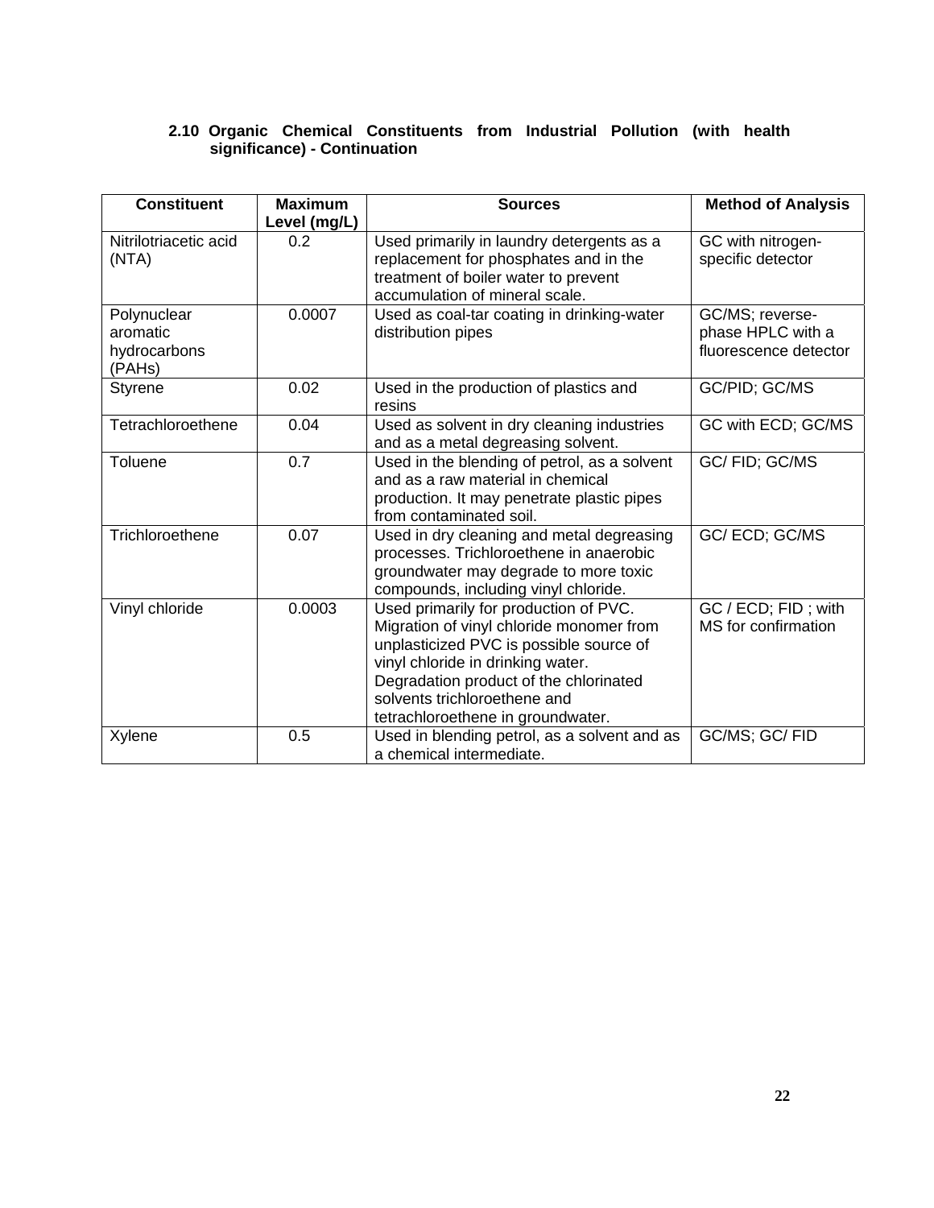### 2.10 Organic Chemical Constituents from Industrial Pollution (with health significance) - Continuation

| Constituent | Maximum Level (mg/L) | Sources | Method of Analysis |
|---|---|---|---|
| Nitrilotriacetic acid (NTA) | 0.2 | Used primarily in laundry detergents as a replacement for phosphates and in the treatment of boiler water to prevent accumulation of mineral scale. | GC with nitrogen-specific detector |
| Polynuclear aromatic hydrocarbons (PAHs) | 0.0007 | Used as coal-tar coating in drinking-water distribution pipes | GC/MS; reverse-phase HPLC with a fluorescence detector |
| Styrene | 0.02 | Used in the production of plastics and resins | GC/PID; GC/MS |
| Tetrachloroethene | 0.04 | Used as solvent in dry cleaning industries and as a metal degreasing solvent. | GC with ECD; GC/MS |
| Toluene | 0.7 | Used in the blending of petrol, as a solvent and as a raw material in chemical production. It may penetrate plastic pipes from contaminated soil. | GC/ FID; GC/MS |
| Trichloroethene | 0.07 | Used in dry cleaning and metal degreasing processes. Trichloroethene in anaerobic groundwater may degrade to more toxic compounds, including vinyl chloride. | GC/ ECD; GC/MS |
| Vinyl chloride | 0.0003 | Used primarily for production of PVC. Migration of vinyl chloride monomer from unplasticized PVC is possible source of vinyl chloride in drinking water. Degradation product of the chlorinated solvents trichloroethene and tetrachloroethene in groundwater. | GC / ECD; FID ; with MS for confirmation |
| Xylene | 0.5 | Used in blending petrol, as a solvent and as a chemical intermediate. | GC/MS; GC/ FID |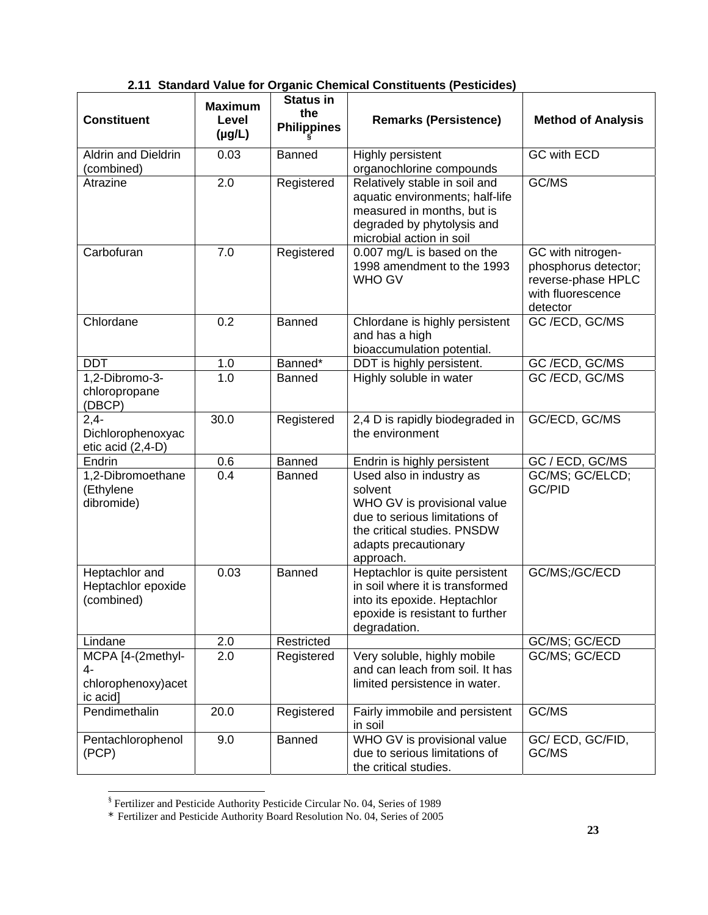### 2.11 Standard Value for Organic Chemical Constituents (Pesticides)

| Constituent | Maximum Level (µg/L) | Status in the Philippines [§] | Remarks (Persistence) | Method of Analysis |
|---|---|---|---|---|
| Aldrin and Dieldrin (combined) | 0.03 | Banned | Highly persistent organochlorine compounds | GC with ECD |
| Atrazine | 2.0 | Registered | Relatively stable in soil and aquatic environments; half-life measured in months, but is degraded by phytolysis and microbial action in soil | GC/MS |
| Carbofuran | 7.0 | Registered | 0.007 mg/L is based on the 1998 amendment to the 1993 WHO GV | GC with nitrogen-phosphorus detector; reverse-phase HPLC with fluorescence detector |
| Chlordane | 0.2 | Banned | Chlordane is highly persistent and has a high bioaccumulation potential. | GC /ECD, GC/MS |
| DDT | 1.0 | Banned* | DDT is highly persistent. | GC /ECD, GC/MS |
| 1,2-Dibromo-3-chloropropane (DBCP) | 1.0 | Banned | Highly soluble in water | GC /ECD, GC/MS |
| 2,4-Dichlorophenoxyacetic acid (2,4-D) | 30.0 | Registered | 2,4 D is rapidly biodegraded in the environment | GC/ECD, GC/MS |
| Endrin | 0.6 | Banned | Endrin is highly persistent | GC / ECD, GC/MS |
| 1,2-Dibromoethane (Ethylene dibromide) | 0.4 | Banned | Used also in industry as solvent<br>WHO GV is provisional value due to serious limitations of the critical studies. PNSDW adapts precautionary approach. | GC/MS; GC/ELCD; GC/PID |
| Heptachlor and Heptachlor epoxide (combined) | 0.03 | Banned | Heptachlor is quite persistent in soil where it is transformed into its epoxide. Heptachlor epoxide is resistant to further degradation. | GC/MS;/GC/ECD |
| Lindane | 2.0 | Restricted | | GC/MS; GC/ECD |
| MCPA [4-(2methyl-4-chlorophenoxy)acetic acid] | 2.0 | Registered | Very soluble, highly mobile and can leach from soil. It has limited persistence in water. | GC/MS; GC/ECD |
| Pendimethalin | 20.0 | Registered | Fairly immobile and persistent in soil | GC/MS |
| Pentachlorophenol (PCP) | 9.0 | Banned | WHO GV is provisional value due to serious limitations of the critical studies. | GC/ ECD, GC/FID, GC/MS |

[§] Fertilizer and Pesticide Authority Pesticide Circular No. 04, Series of 1989

\* Fertilizer and Pesticide Authority Board Resolution No. 04, Series of 2005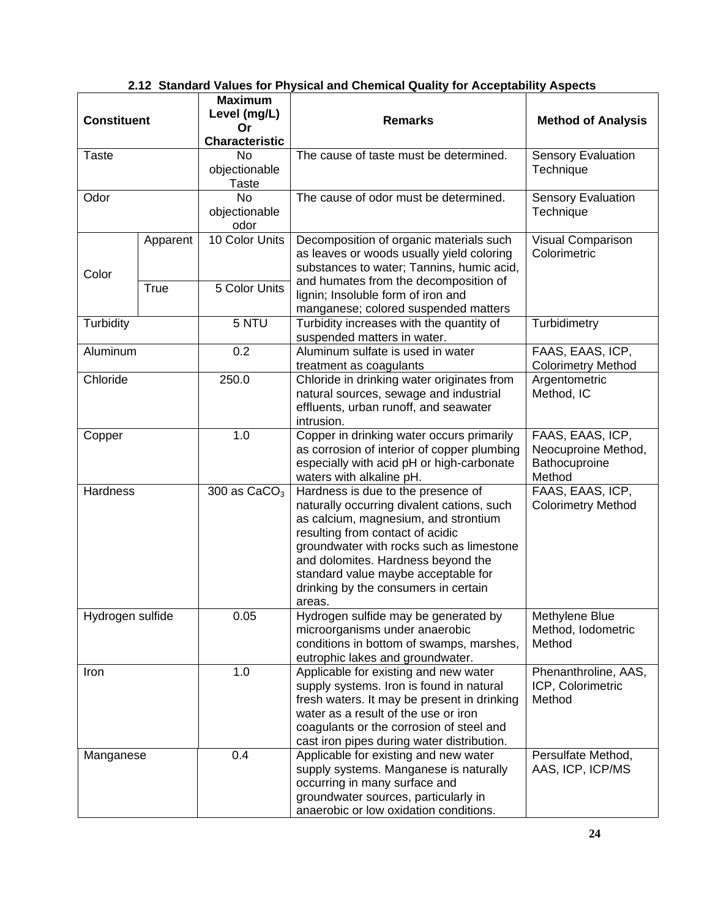### 2.12 Standard Values for Physical and Chemical Quality for Acceptability Aspects

| Constituent | | Maximum Level (mg/L) Or Characteristic | Remarks | Method of Analysis |
|---|---|---|---|---|
| Taste | | No objectionable Taste | The cause of taste must be determined. | Sensory Evaluation Technique |
| Odor | | No objectionable odor | The cause of odor must be determined. | Sensory Evaluation Technique |
| Color | Apparent | 10 Color Units | Decomposition of organic materials such as leaves or woods usually yield coloring substances to water; Tannins, humic acid, and humates from the decomposition of lignin; Insoluble form of iron and manganese; colored suspended matters | Visual Comparison Colorimetric |
| | True | 5 Color Units | | |
| Turbidity | | 5 NTU | Turbidity increases with the quantity of suspended matters in water. | Turbidimetry |
| Aluminum | | 0.2 | Aluminum sulfate is used in water treatment as coagulants | FAAS, EAAS, ICP, Colorimetry Method |
| Chloride | | 250.0 | Chloride in drinking water originates from natural sources, sewage and industrial effluents, urban runoff, and seawater intrusion. | Argentometric Method, IC |
| Copper | | 1.0 | Copper in drinking water occurs primarily as corrosion of interior of copper plumbing especially with acid pH or high-carbonate waters with alkaline pH. | FAAS, EAAS, ICP, Neocuproine Method, Bathocuproine Method |
| Hardness | | 300 as $CaCO_3$ | Hardness is due to the presence of naturally occurring divalent cations, such as calcium, magnesium, and strontium resulting from contact of acidic groundwater with rocks such as limestone and dolomites. Hardness beyond the standard value maybe acceptable for drinking by the consumers in certain areas. | FAAS, EAAS, ICP, Colorimetry Method |
| Hydrogen sulfide | | 0.05 | Hydrogen sulfide may be generated by microorganisms under anaerobic conditions in bottom of swamps, marshes, eutrophic lakes and groundwater. | Methylene Blue Method, Iodometric Method |
| Iron | | 1.0 | Applicable for existing and new water supply systems. Iron is found in natural fresh waters. It may be present in drinking water as a result of the use or iron coagulants or the corrosion of steel and cast iron pipes during water distribution. | Phenanthroline, AAS, ICP, Colorimetric Method |
| Manganese | | 0.4 | Applicable for existing and new water supply systems. Manganese is naturally occurring in many surface and groundwater sources, particularly in anaerobic or low oxidation conditions. | Persulfate Method, AAS, ICP, ICP/MS |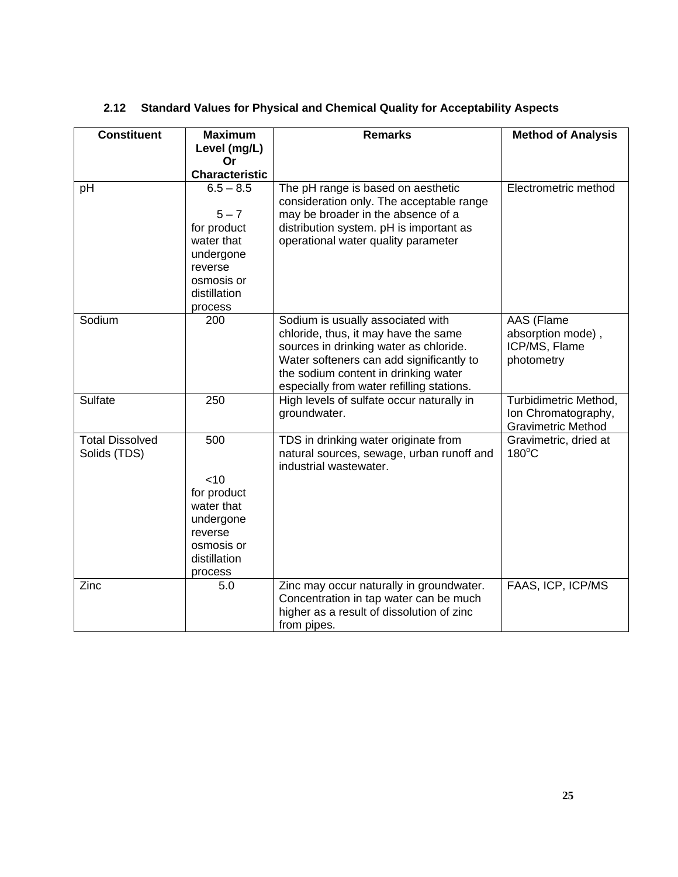### 2.12 Standard Values for Physical and Chemical Quality for Acceptability Aspects

| Constituent | Maximum Level (mg/L) Or Characteristic | Remarks | Method of Analysis |
|---|---|---|---|
| pH | 6.5 – 8.5<br><br>5 – 7 for product water that undergone reverse osmosis or distillation process | The pH range is based on aesthetic consideration only. The acceptable range may be broader in the absence of a distribution system. pH is important as operational water quality parameter | Electrometric method |
| Sodium | 200 | Sodium is usually associated with chloride, thus, it may have the same sources in drinking water as chloride. Water softeners can add significantly to the sodium content in drinking water especially from water refilling stations. | AAS (Flame absorption mode) , ICP/MS, Flame photometry |
| Sulfate | 250 | High levels of sulfate occur naturally in groundwater. | Turbidimetric Method, Ion Chromatography, Gravimetric Method |
| Total Dissolved Solids (TDS) | 500<br><br><10 for product water that undergone reverse osmosis or distillation process | TDS in drinking water originate from natural sources, sewage, urban runoff and industrial wastewater. | Gravimetric, dried at 180°C |
| Zinc | 5.0 | Zinc may occur naturally in groundwater. Concentration in tap water can be much higher as a result of dissolution of zinc from pipes. | FAAS, ICP, ICP/MS |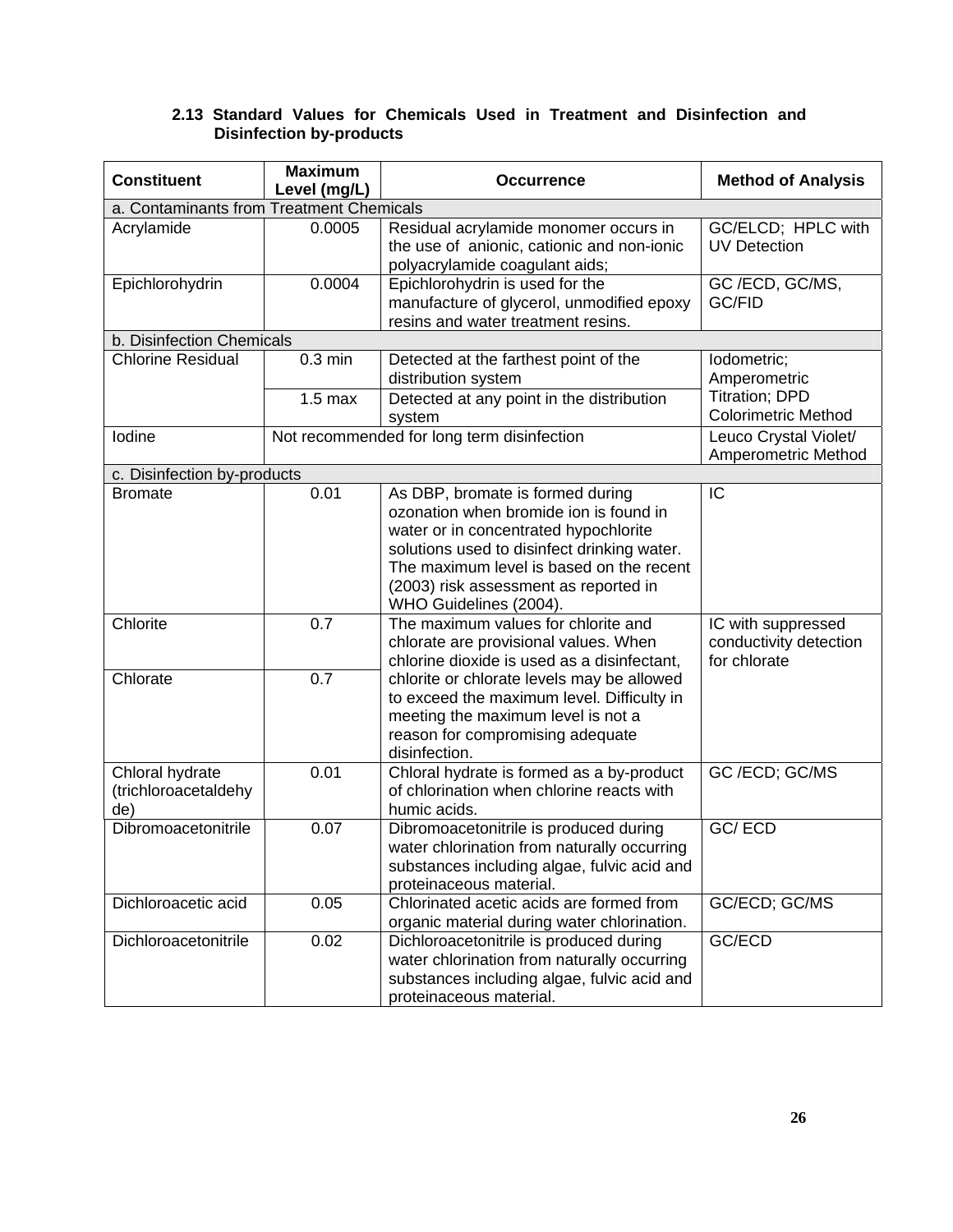### 2.13 Standard Values for Chemicals Used in Treatment and Disinfection and Disinfection by-products

| Constituent | Maximum Level (mg/L) | Occurrence | Method of Analysis |
|---|---|---|---|
| a. Contaminants from Treatment Chemicals | | | |
| Acrylamide | 0.0005 | Residual acrylamide monomer occurs in the use of anionic, cationic and non-ionic polyacrylamide coagulant aids; | GC/ELCD; HPLC with UV Detection |
| Epichlorohydrin | 0.0004 | Epichlorohydrin is used for the manufacture of glycerol, unmodified epoxy resins and water treatment resins. | GC /ECD, GC/MS, GC/FID |
| b. Disinfection Chemicals | | | |
| Chlorine Residual | 0.3 min | Detected at the farthest point of the distribution system | Iodometric; Amperometric Titration; DPD Colorimetric Method |
| | 1.5 max | Detected at any point in the distribution system | |
| Iodine | Not recommended for long term disinfection | | Leuco Crystal Violet/ Amperometric Method |
| c. Disinfection by-products | | | |
| Bromate | 0.01 | As DBP, bromate is formed during ozonation when bromide ion is found in water or in concentrated hypochlorite solutions used to disinfect drinking water. The maximum level is based on the recent (2003) risk assessment as reported in WHO Guidelines (2004). | IC |
| Chlorite | 0.7 | The maximum values for chlorite and chlorate are provisional values. When chlorine dioxide is used as a disinfectant, chlorite or chlorate levels may be allowed to exceed the maximum level. Difficulty in meeting the maximum level is not a reason for compromising adequate disinfection. | IC with suppressed conductivity detection for chlorate |
| Chlorate | 0.7 | | |
| Chloral hydrate (trichloroacetaldehyde) | 0.01 | Chloral hydrate is formed as a by-product of chlorination when chlorine reacts with humic acids. | GC /ECD; GC/MS |
| Dibromoacetonitrile | 0.07 | Dibromoacetonitrile is produced during water chlorination from naturally occurring substances including algae, fulvic acid and proteinaceous material. | GC/ ECD |
| Dichloroacetic acid | 0.05 | Chlorinated acetic acids are formed from organic material during water chlorination. | GC/ECD; GC/MS |
| Dichloroacetonitrile | 0.02 | Dichloroacetonitrile is produced during water chlorination from naturally occurring substances including algae, fulvic acid and proteinaceous material. | GC/ECD |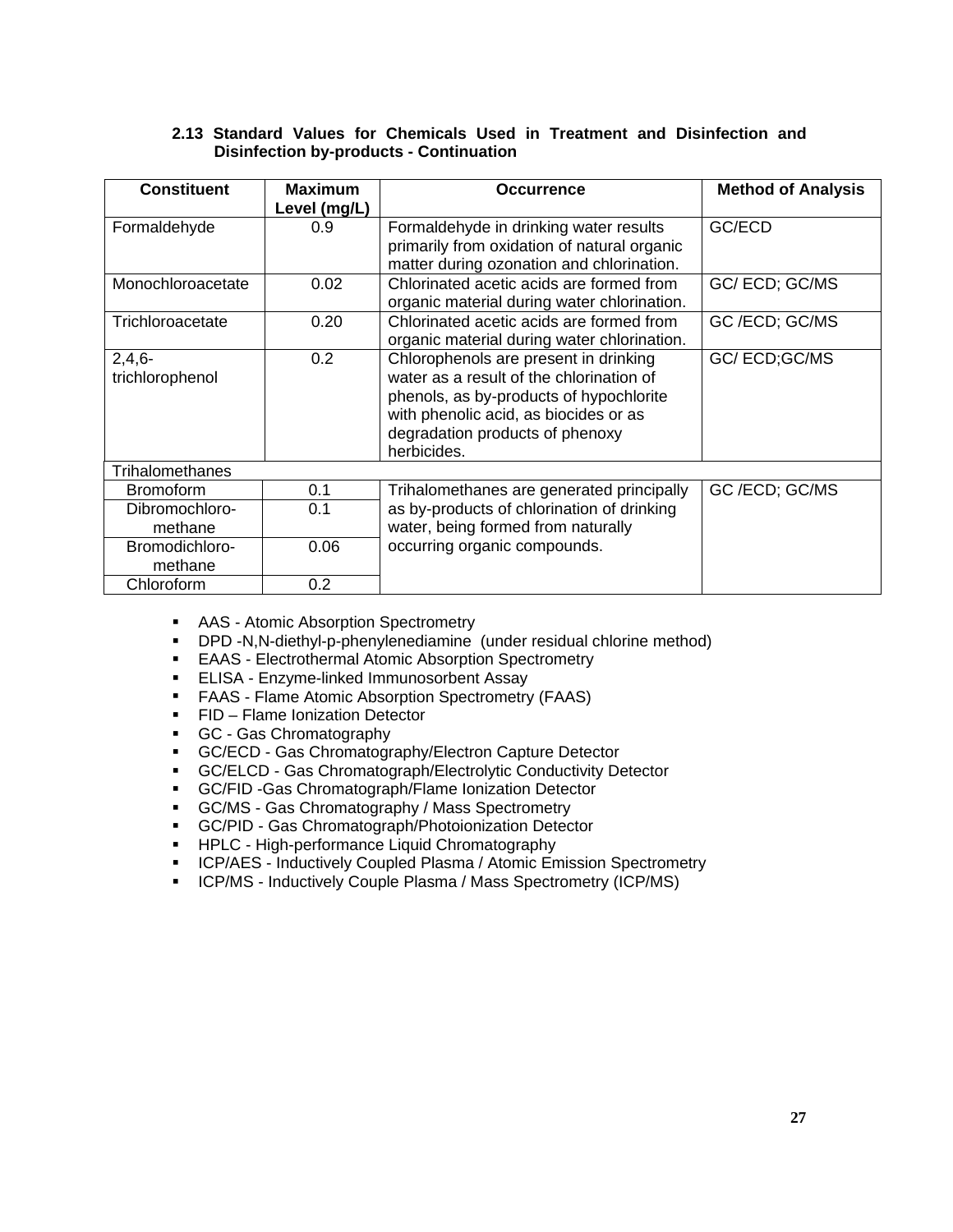### 2.13 Standard Values for Chemicals Used in Treatment and Disinfection and Disinfection by-products - Continuation

| Constituent | Maximum Level (mg/L) | Occurrence | Method of Analysis |
|---|---|---|---|
| Formaldehyde | 0.9 | Formaldehyde in drinking water results primarily from oxidation of natural organic matter during ozonation and chlorination. | GC/ECD |
| Monochloroacetate | 0.02 | Chlorinated acetic acids are formed from organic material during water chlorination. | GC/ ECD; GC/MS |
| Trichloroacetate | 0.20 | Chlorinated acetic acids are formed from organic material during water chlorination. | GC /ECD; GC/MS |
| 2,4,6-trichlorophenol | 0.2 | Chlorophenols are present in drinking water as a result of the chlorination of phenols, as by-products of hypochlorite with phenolic acid, as biocides or as degradation products of phenoxy herbicides. | GC/ ECD;GC/MS |
| Trihalomethanes | | | |
| Bromoform | 0.1 | Trihalomethanes are generated principally as by-products of chlorination of drinking water, being formed from naturally occurring organic compounds. | GC /ECD; GC/MS |
| Dibromochloro-methane | 0.1 | | |
| Bromodichloro-methane | 0.06 | | |
| Chloroform | 0.2 | | |

- AAS - Atomic Absorption Spectrometry
- DPD -N,N-diethyl-p-phenylenediamine (under residual chlorine method)
- EAAS - Electrothermal Atomic Absorption Spectrometry
- ELISA - Enzyme-linked Immunosorbent Assay
- FAAS - Flame Atomic Absorption Spectrometry (FAAS)
- FID – Flame Ionization Detector
- GC - Gas Chromatography
- GC/ECD - Gas Chromatography/Electron Capture Detector
- GC/ELCD - Gas Chromatograph/Electrolytic Conductivity Detector
- GC/FID -Gas Chromatograph/Flame Ionization Detector
- GC/MS - Gas Chromatography / Mass Spectrometry
- GC/PID - Gas Chromatograph/Photoionization Detector
- HPLC - High-performance Liquid Chromatography
- ICP/AES - Inductively Coupled Plasma / Atomic Emission Spectrometry
- ICP/MS - Inductively Couple Plasma / Mass Spectrometry (ICP/MS)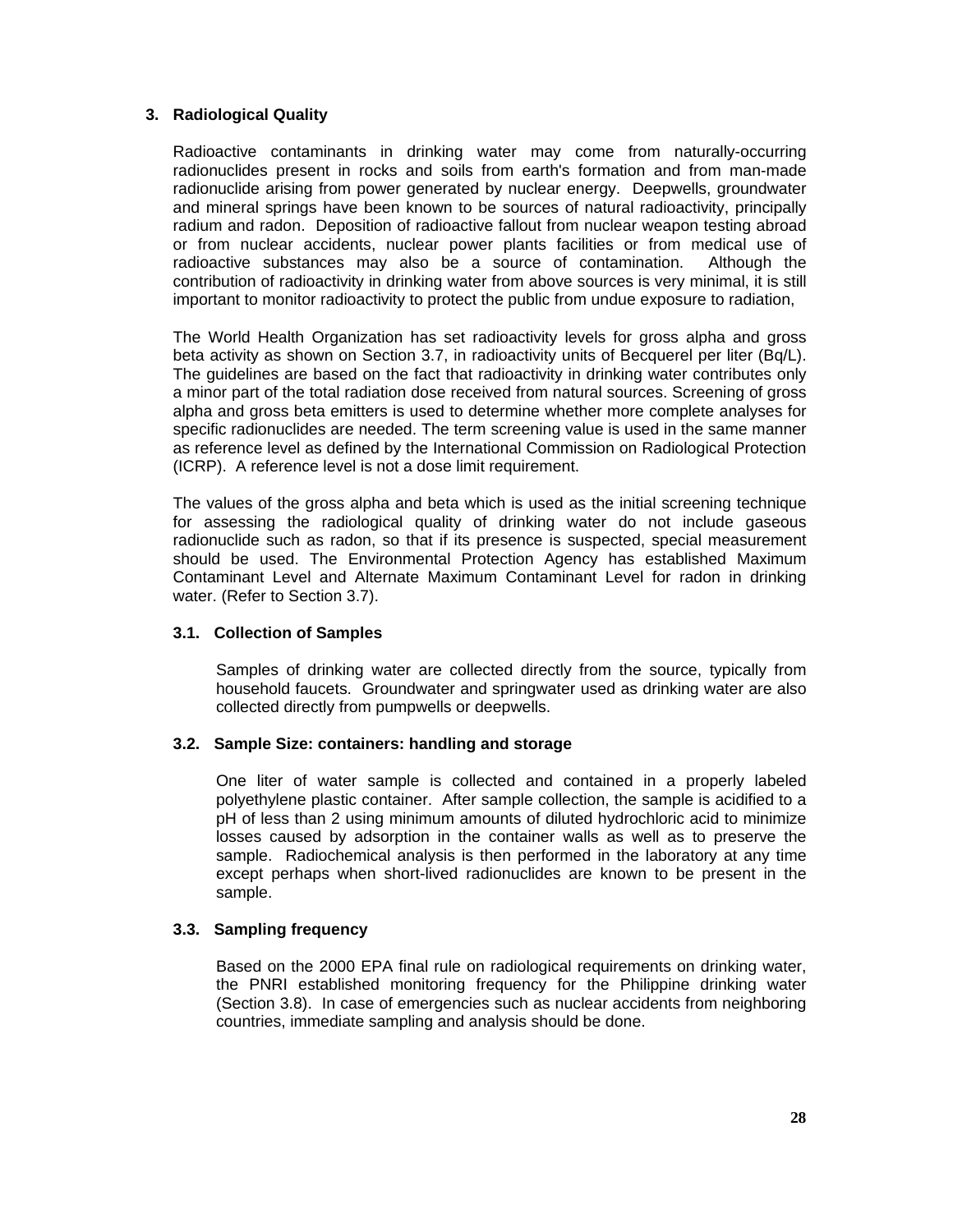## 3. Radiological Quality

Radioactive contaminants in drinking water may come from naturally-occurring radionuclides present in rocks and soils from earth's formation and from man-made radionuclide arising from power generated by nuclear energy. Deepwells, groundwater and mineral springs have been known to be sources of natural radioactivity, principally radium and radon. Deposition of radioactive fallout from nuclear weapon testing abroad or from nuclear accidents, nuclear power plants facilities or from medical use of radioactive substances may also be a source of contamination. Although the contribution of radioactivity in drinking water from above sources is very minimal, it is still important to monitor radioactivity to protect the public from undue exposure to radiation,

The World Health Organization has set radioactivity levels for gross alpha and gross beta activity as shown on Section 3.7, in radioactivity units of Becquerel per liter (Bq/L). The guidelines are based on the fact that radioactivity in drinking water contributes only a minor part of the total radiation dose received from natural sources. Screening of gross alpha and gross beta emitters is used to determine whether more complete analyses for specific radionuclides are needed. The term screening value is used in the same manner as reference level as defined by the International Commission on Radiological Protection (ICRP). A reference level is not a dose limit requirement.

The values of the gross alpha and beta which is used as the initial screening technique for assessing the radiological quality of drinking water do not include gaseous radionuclide such as radon, so that if its presence is suspected, special measurement should be used. The Environmental Protection Agency has established Maximum Contaminant Level and Alternate Maximum Contaminant Level for radon in drinking water. (Refer to Section 3.7).

### 3.1. Collection of Samples

Samples of drinking water are collected directly from the source, typically from household faucets. Groundwater and springwater used as drinking water are also collected directly from pumpwells or deepwells.

### 3.2. Sample Size: containers: handling and storage

One liter of water sample is collected and contained in a properly labeled polyethylene plastic container. After sample collection, the sample is acidified to a pH of less than 2 using minimum amounts of diluted hydrochloric acid to minimize losses caused by adsorption in the container walls as well as to preserve the sample. Radiochemical analysis is then performed in the laboratory at any time except perhaps when short-lived radionuclides are known to be present in the sample.

### 3.3. Sampling frequency

Based on the 2000 EPA final rule on radiological requirements on drinking water, the PNRI established monitoring frequency for the Philippine drinking water (Section 3.8). In case of emergencies such as nuclear accidents from neighboring countries, immediate sampling and analysis should be done.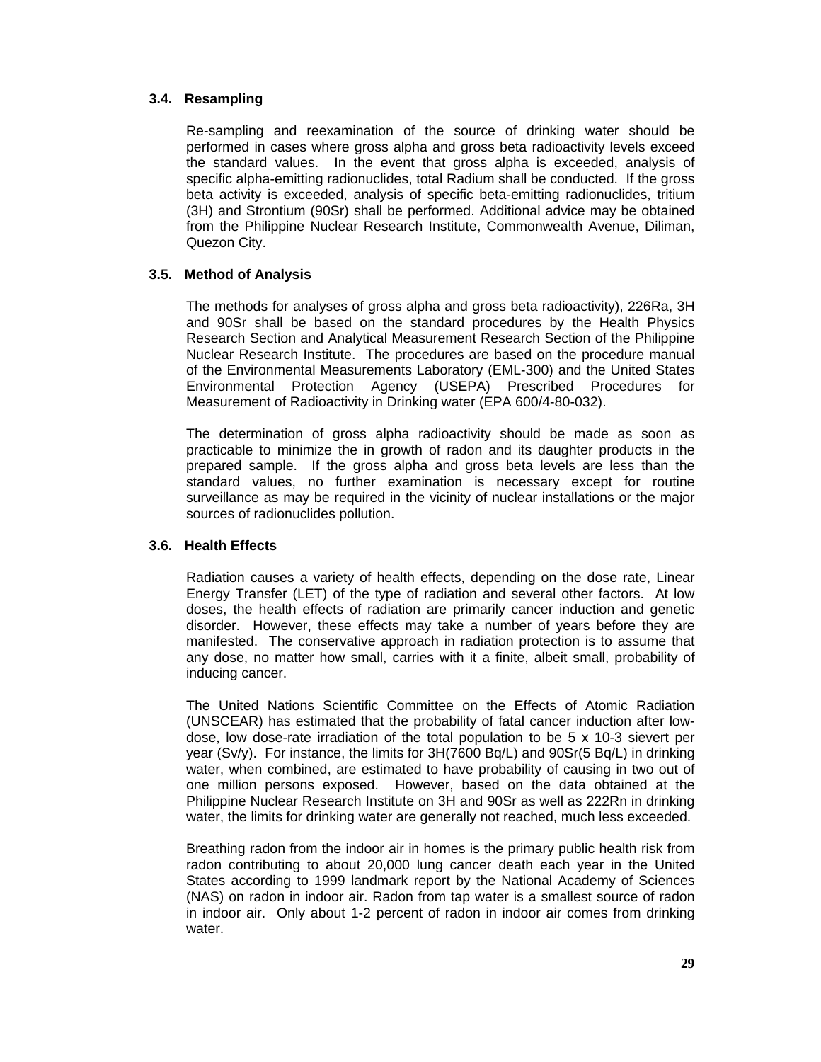### 3.4. Resampling

Re-sampling and reexamination of the source of drinking water should be performed in cases where gross alpha and gross beta radioactivity levels exceed the standard values. In the event that gross alpha is exceeded, analysis of specific alpha-emitting radionuclides, total Radium shall be conducted. If the gross beta activity is exceeded, analysis of specific beta-emitting radionuclides, tritium ($^{3}H$) and Strontium ($^{90}Sr$) shall be performed. Additional advice may be obtained from the Philippine Nuclear Research Institute, Commonwealth Avenue, Diliman, Quezon City.

### 3.5. Method of Analysis

The methods for analyses of gross alpha and gross beta radioactivity), $^{226}Ra$, $^{3}H$ and $^{90}Sr$ shall be based on the standard procedures by the Health Physics Research Section and Analytical Measurement Research Section of the Philippine Nuclear Research Institute. The procedures are based on the procedure manual of the Environmental Measurements Laboratory (EML-300) and the United States Environmental Protection Agency (USEPA) Prescribed Procedures for Measurement of Radioactivity in Drinking water (EPA 600/4-80-032).

The determination of gross alpha radioactivity should be made as soon as practicable to minimize the in growth of radon and its daughter products in the prepared sample. If the gross alpha and gross beta levels are less than the standard values, no further examination is necessary except for routine surveillance as may be required in the vicinity of nuclear installations or the major sources of radionuclides pollution.

### 3.6. Health Effects

Radiation causes a variety of health effects, depending on the dose rate, Linear Energy Transfer (LET) of the type of radiation and several other factors. At low doses, the health effects of radiation are primarily cancer induction and genetic disorder. However, these effects may take a number of years before they are manifested. The conservative approach in radiation protection is to assume that any dose, no matter how small, carries with it a finite, albeit small, probability of inducing cancer.

The United Nations Scientific Committee on the Effects of Atomic Radiation (UNSCEAR) has estimated that the probability of fatal cancer induction after low-dose, low dose-rate irradiation of the total population to be $5 \times 10^{-3}$ sievert per year (Sv/y). For instance, the limits for $^{3}H$(7600 Bq/L) and $^{90}Sr$(5 Bq/L) in drinking water, when combined, are estimated to have probability of causing in two out of one million persons exposed. However, based on the data obtained at the Philippine Nuclear Research Institute on $^{3}H$ and $^{90}Sr$ as well as $^{222}Rn$ in drinking water, the limits for drinking water are generally not reached, much less exceeded.

Breathing radon from the indoor air in homes is the primary public health risk from radon contributing to about 20,000 lung cancer death each year in the United States according to 1999 landmark report by the National Academy of Sciences (NAS) on radon in indoor air. Radon from tap water is a smallest source of radon in indoor air. Only about 1-2 percent of radon in indoor air comes from drinking water.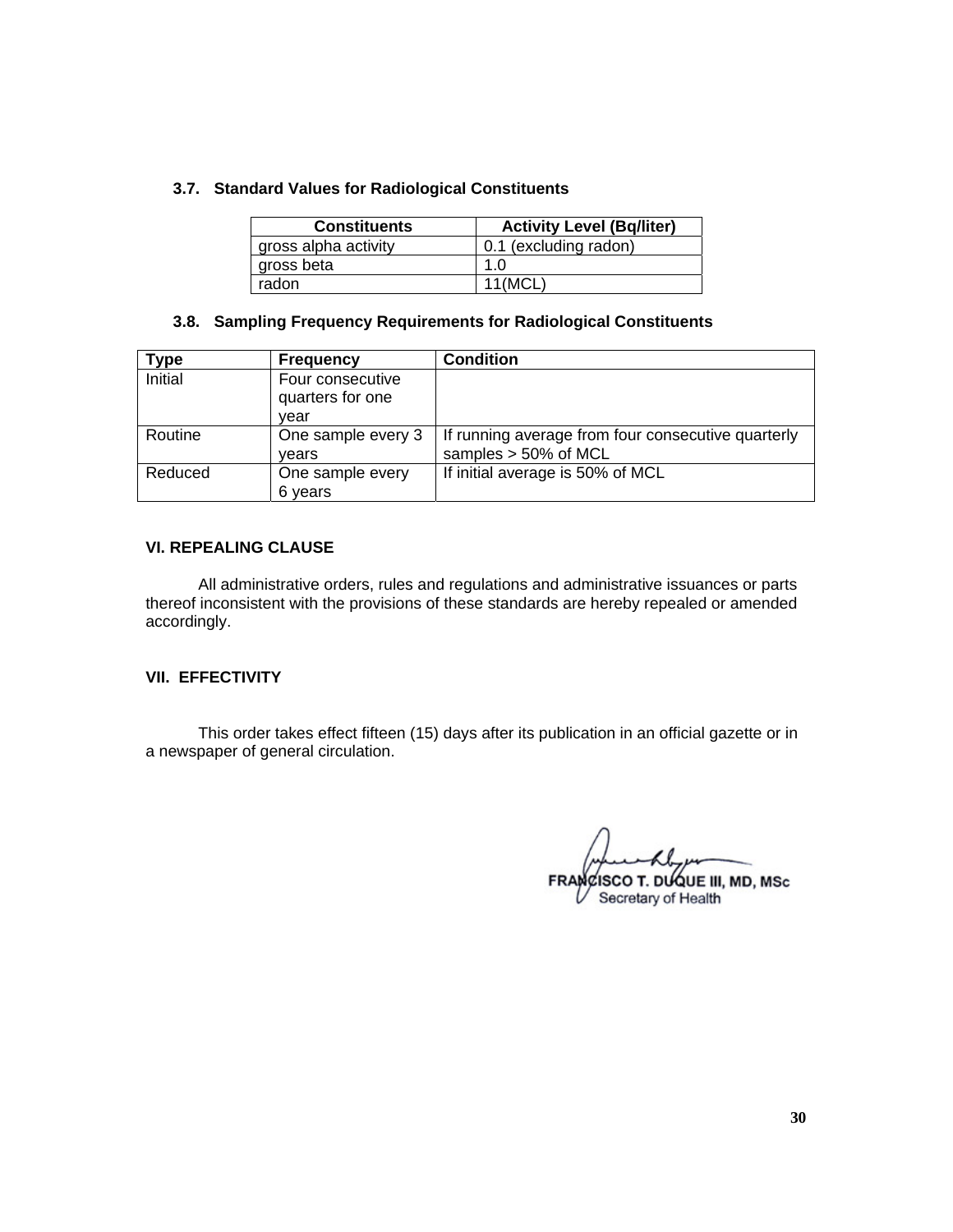### 3.7. Standard Values for Radiological Constituents

| Constituents | Activity Level (Bq/liter) |
|---|---|
| gross alpha activity | 0.1 (excluding radon) |
| gross beta | 1.0 |
| radon | 11(MCL) |

### 3.8. Sampling Frequency Requirements for Radiological Constituents

| Type | Frequency | Condition |
|---|---|---|
| Initial | Four consecutive quarters for one year | |
| Routine | One sample every 3 years | If running average from four consecutive quarterly samples > 50% of MCL |
| Reduced | One sample every 6 years | If initial average is 50% of MCL |

## VI. REPEALING CLAUSE

All administrative orders, rules and regulations and administrative issuances or parts thereof inconsistent with the provisions of these standards are hereby repealed or amended accordingly.

## VII. EFFECTIVITY

This order takes effect fifteen (15) days after its publication in an official gazette or in a newspaper of general circulation.

**FRANCISCO T. DUQUE III, MD, MSc**
Secretary of Health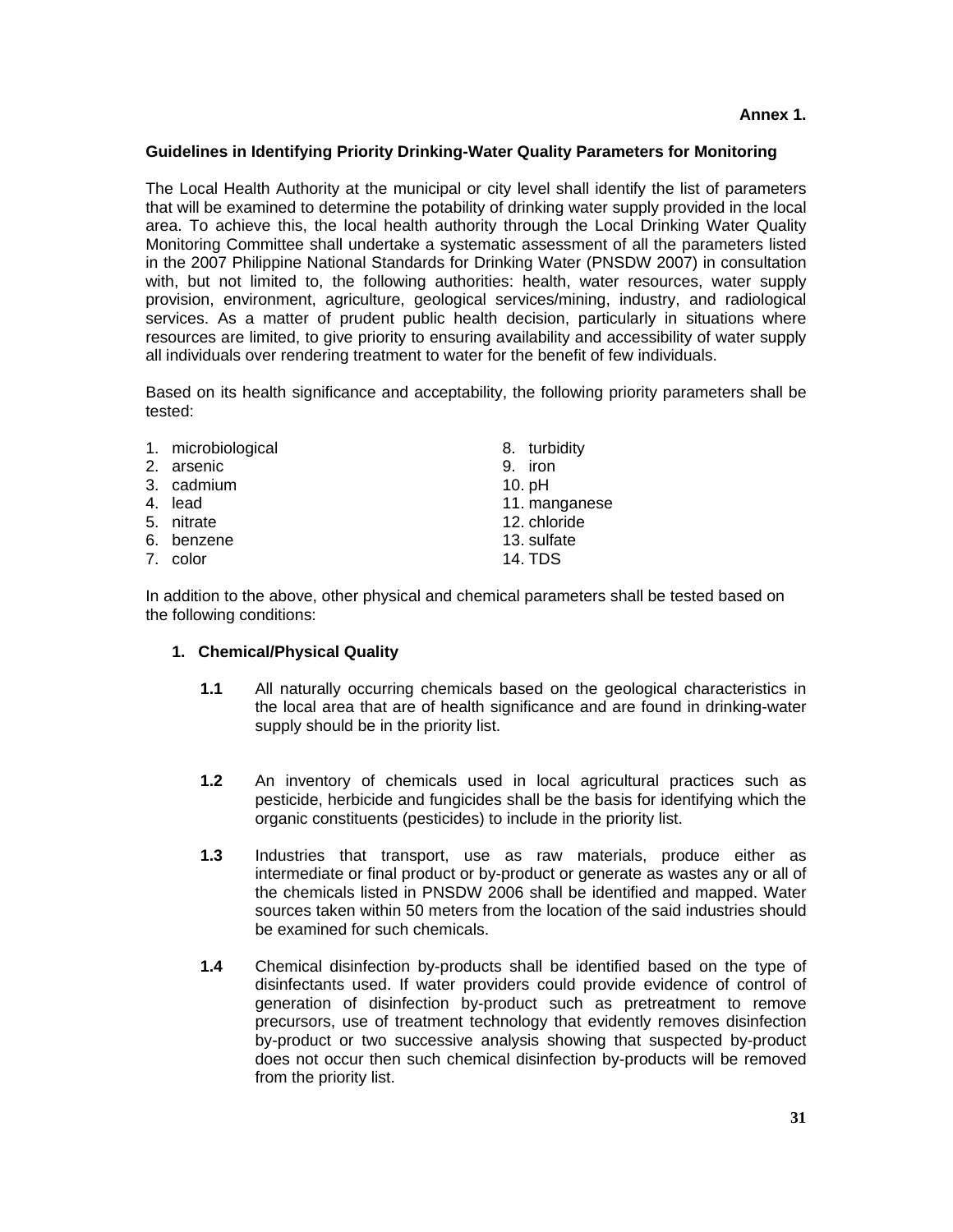**Annex 1.**

**Guidelines in Identifying Priority Drinking-Water Quality Parameters for Monitoring**

The Local Health Authority at the municipal or city level shall identify the list of parameters that will be examined to determine the potability of drinking water supply provided in the local area. To achieve this, the local health authority through the Local Drinking Water Quality Monitoring Committee shall undertake a systematic assessment of all the parameters listed in the 2007 Philippine National Standards for Drinking Water (PNSDW 2007) in consultation with, but not limited to, the following authorities: health, water resources, water supply provision, environment, agriculture, geological services/mining, industry, and radiological services. As a matter of prudent public health decision, particularly in situations where resources are limited, to give priority to ensuring availability and accessibility of water supply all individuals over rendering treatment to water for the benefit of few individuals.

Based on its health significance and acceptability, the following priority parameters shall be tested:

1. microbiological
2. arsenic
3. cadmium
4. lead
5. nitrate
6. benzene
7. color
8. turbidity
9. iron
10. pH
11. manganese
12. chloride
13. sulfate
14. TDS

In addition to the above, other physical and chemical parameters shall be tested based on the following conditions:

1. **Chemical/Physical Quality**

   **1.1** All naturally occurring chemicals based on the geological characteristics in the local area that are of health significance and are found in drinking-water supply should be in the priority list.

   **1.2** An inventory of chemicals used in local agricultural practices such as pesticide, herbicide and fungicides shall be the basis for identifying which the organic constituents (pesticides) to include in the priority list.

   **1.3** Industries that transport, use as raw materials, produce either as intermediate or final product or by-product or generate as wastes any or all of the chemicals listed in PNSDW 2006 shall be identified and mapped. Water sources taken within 50 meters from the location of the said industries should be examined for such chemicals.

   **1.4** Chemical disinfection by-products shall be identified based on the type of disinfectants used. If water providers could provide evidence of control of generation of disinfection by-product such as pretreatment to remove precursors, use of treatment technology that evidently removes disinfection by-product or two successive analysis showing that suspected by-product does not occur then such chemical disinfection by-products will be removed from the priority list.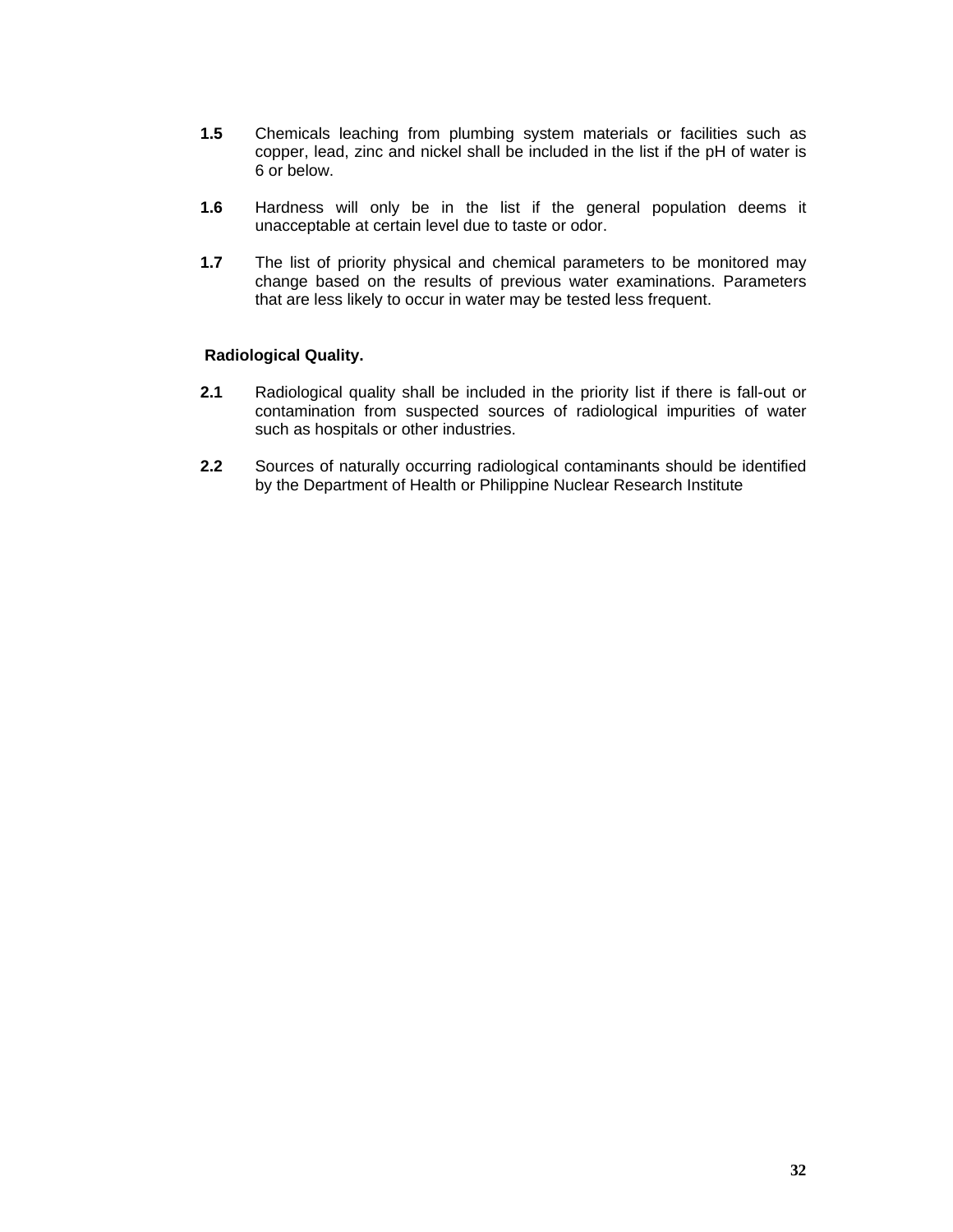**1.5** Chemicals leaching from plumbing system materials or facilities such as copper, lead, zinc and nickel shall be included in the list if the pH of water is 6 or below.

**1.6** Hardness will only be in the list if the general population deems it unacceptable at certain level due to taste or odor.

**1.7** The list of priority physical and chemical parameters to be monitored may change based on the results of previous water examinations. Parameters that are less likely to occur in water may be tested less frequent.

**Radiological Quality.**

**2.1** Radiological quality shall be included in the priority list if there is fall-out or contamination from suspected sources of radiological impurities of water such as hospitals or other industries.

**2.2** Sources of naturally occurring radiological contaminants should be identified by the Department of Health or Philippine Nuclear Research Institute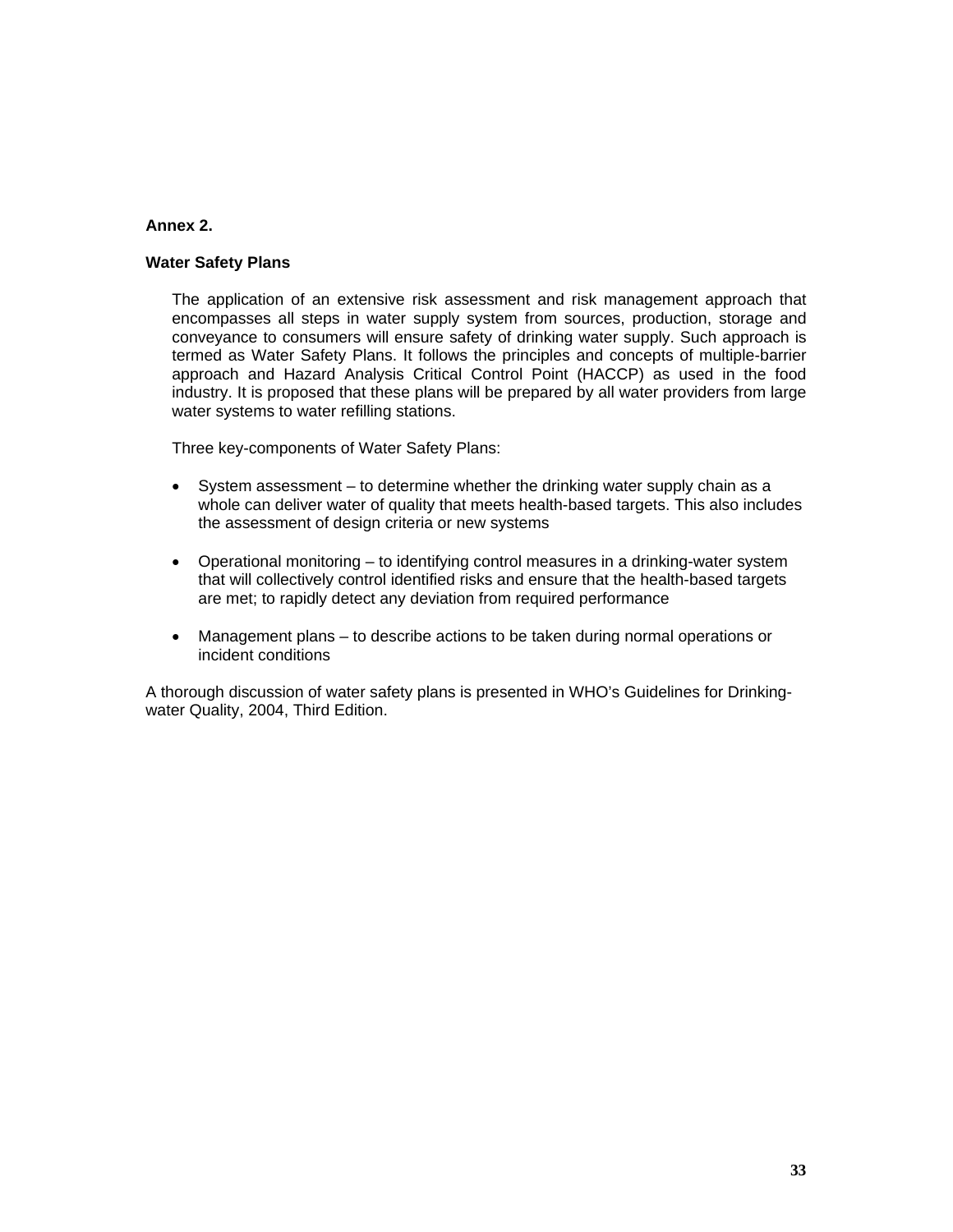**Annex 2.**

**Water Safety Plans**

The application of an extensive risk assessment and risk management approach that encompasses all steps in water supply system from sources, production, storage and conveyance to consumers will ensure safety of drinking water supply. Such approach is termed as Water Safety Plans. It follows the principles and concepts of multiple-barrier approach and Hazard Analysis Critical Control Point (HACCP) as used in the food industry. It is proposed that these plans will be prepared by all water providers from large water systems to water refilling stations.

Three key-components of Water Safety Plans:

- System assessment – to determine whether the drinking water supply chain as a whole can deliver water of quality that meets health-based targets. This also includes the assessment of design criteria or new systems
- Operational monitoring – to identifying control measures in a drinking-water system that will collectively control identified risks and ensure that the health-based targets are met; to rapidly detect any deviation from required performance
- Management plans – to describe actions to be taken during normal operations or incident conditions

A thorough discussion of water safety plans is presented in WHO's Guidelines for Drinking-water Quality, 2004, Third Edition.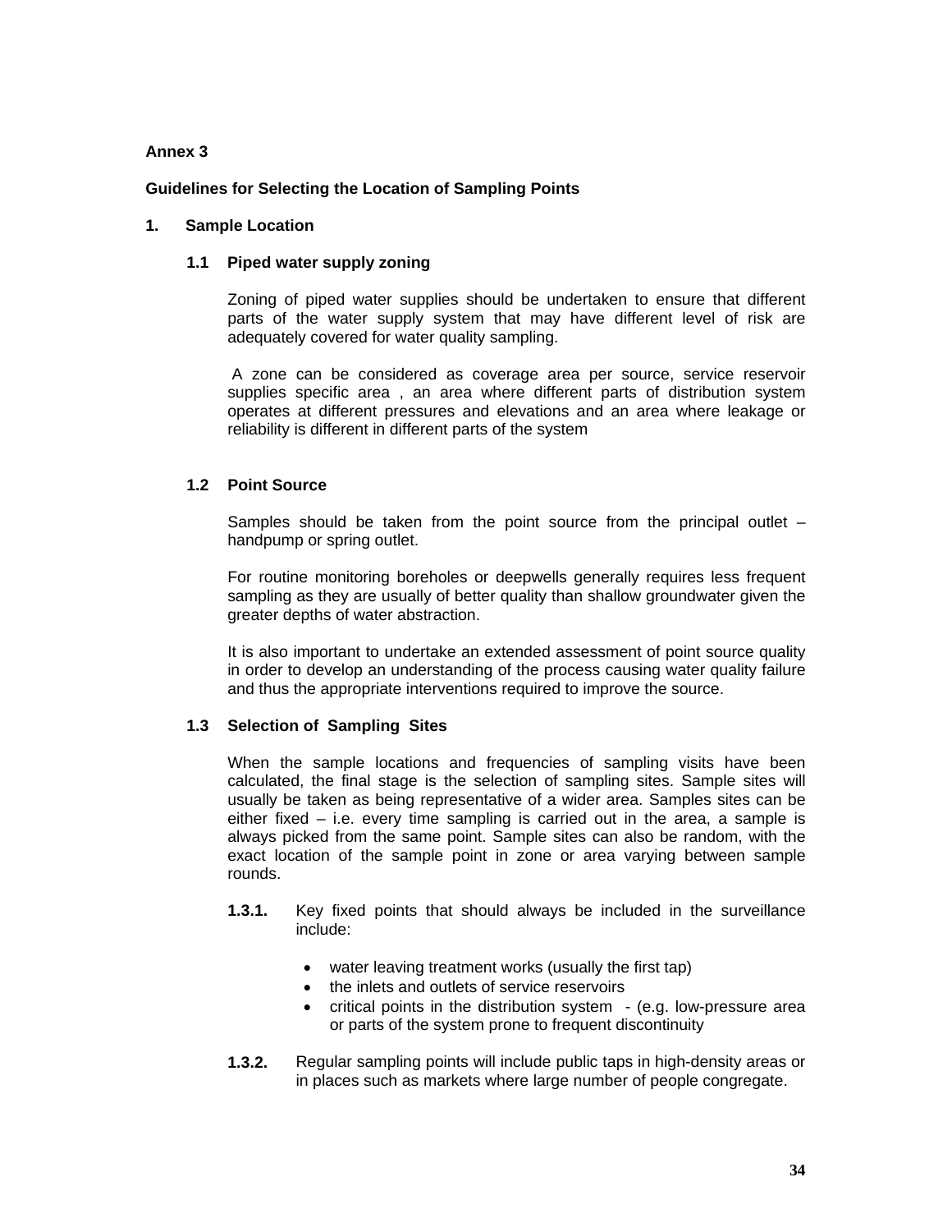**Annex 3**

**Guidelines for Selecting the Location of Sampling Points**

## 1. Sample Location

### 1.1 Piped water supply zoning

Zoning of piped water supplies should be undertaken to ensure that different parts of the water supply system that may have different level of risk are adequately covered for water quality sampling.

A zone can be considered as coverage area per source, service reservoir supplies specific area , an area where different parts of distribution system operates at different pressures and elevations and an area where leakage or reliability is different in different parts of the system

### 1.2 Point Source

Samples should be taken from the point source from the principal outlet – handpump or spring outlet.

For routine monitoring boreholes or deepwells generally requires less frequent sampling as they are usually of better quality than shallow groundwater given the greater depths of water abstraction.

It is also important to undertake an extended assessment of point source quality in order to develop an understanding of the process causing water quality failure and thus the appropriate interventions required to improve the source.

### 1.3 Selection of Sampling Sites

When the sample locations and frequencies of sampling visits have been calculated, the final stage is the selection of sampling sites. Sample sites will usually be taken as being representative of a wider area. Samples sites can be either fixed – i.e. every time sampling is carried out in the area, a sample is always picked from the same point. Sample sites can also be random, with the exact location of the sample point in zone or area varying between sample rounds.

**1.3.1.** Key fixed points that should always be included in the surveillance include:

- water leaving treatment works (usually the first tap)
- the inlets and outlets of service reservoirs
- critical points in the distribution system - (e.g. low-pressure area or parts of the system prone to frequent discontinuity

**1.3.2.** Regular sampling points will include public taps in high-density areas or in places such as markets where large number of people congregate.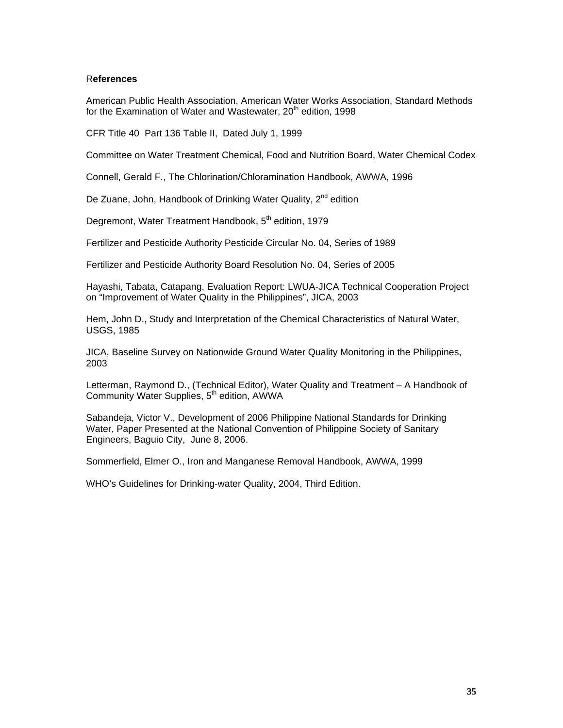## References

American Public Health Association, American Water Works Association, Standard Methods for the Examination of Water and Wastewater, 20th edition, 1998

CFR Title 40 Part 136 Table II, Dated July 1, 1999

Committee on Water Treatment Chemical, Food and Nutrition Board, Water Chemical Codex

Connell, Gerald F., The Chlorination/Chloramination Handbook, AWWA, 1996

De Zuane, John, Handbook of Drinking Water Quality, 2nd edition

Degremont, Water Treatment Handbook, 5th edition, 1979

Fertilizer and Pesticide Authority Pesticide Circular No. 04, Series of 1989

Fertilizer and Pesticide Authority Board Resolution No. 04, Series of 2005

Hayashi, Tabata, Catapang, Evaluation Report: LWUA-JICA Technical Cooperation Project on "Improvement of Water Quality in the Philippines", JICA, 2003

Hem, John D., Study and Interpretation of the Chemical Characteristics of Natural Water, USGS, 1985

JICA, Baseline Survey on Nationwide Ground Water Quality Monitoring in the Philippines, 2003

Letterman, Raymond D., (Technical Editor), Water Quality and Treatment – A Handbook of Community Water Supplies, 5th edition, AWWA

Sabandeja, Victor V., Development of 2006 Philippine National Standards for Drinking Water, Paper Presented at the National Convention of Philippine Society of Sanitary Engineers, Baguio City, June 8, 2006.

Sommerfield, Elmer O., Iron and Manganese Removal Handbook, AWWA, 1999

WHO's Guidelines for Drinking-water Quality, 2004, Third Edition.